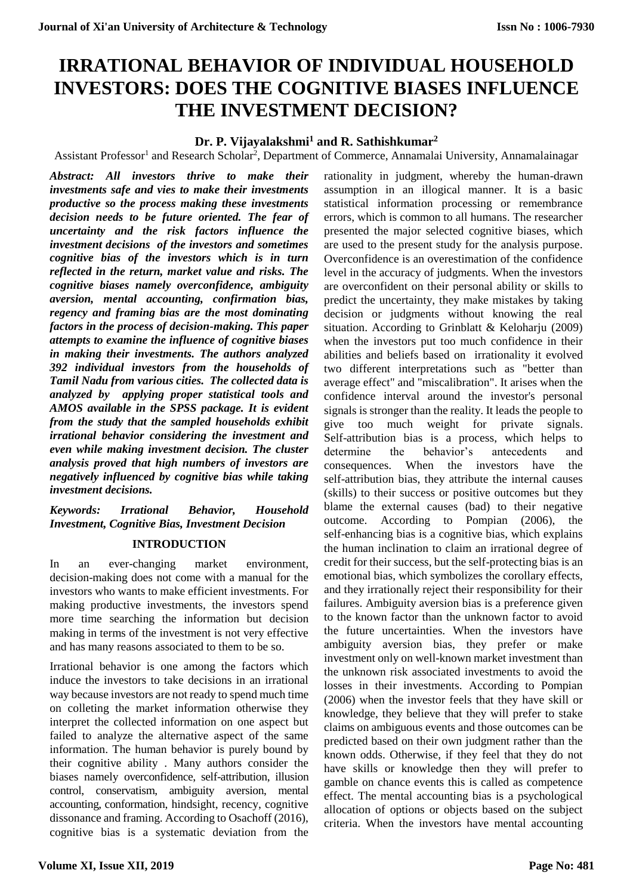# IRRATIONAL BEHAVIOR OF INDIVIDUAL HOUSEHOLD INVESTORS: DOES THE COGNITIVE BIASES INFLUENCE THE INVESTMENT DECISION?

**Dr. P. Vijayalakshmi[1] and R. Sathishkumar[2]**

Assistant Professor[1] and Research Scholar[2], Department of Commerce, Annamalai University, Annamalainagar

***Abstract: All investors thrive to make their investments safe and vies to make their investments productive so the process making these investments decision needs to be future oriented. The fear of uncertainty and the risk factors influence the investment decisions of the investors and sometimes cognitive bias of the investors which is in turn reflected in the return, market value and risks. The cognitive biases namely overconfidence, ambiguity aversion, mental accounting, confirmation bias, regency and framing bias are the most dominating factors in the process of decision-making. This paper attempts to examine the influence of cognitive biases in making their investments. The authors analyzed 392 individual investors from the households of Tamil Nadu from various cities. The collected data is analyzed by applying proper statistical tools and AMOS available in the SPSS package. It is evident from the study that the sampled households exhibit irrational behavior considering the investment and even while making investment decision. The cluster analysis proved that high numbers of investors are negatively influenced by cognitive bias while taking investment decisions.***

***Keywords: Irrational Behavior, Household Investment, Cognitive Bias, Investment Decision***

## INTRODUCTION

In an ever-changing market environment, decision-making does not come with a manual for the investors who wants to make efficient investments. For making productive investments, the investors spend more time searching the information but decision making in terms of the investment is not very effective and has many reasons associated to them to be so.

Irrational behavior is one among the factors which induce the investors to take decisions in an irrational way because investors are not ready to spend much time on colleting the market information otherwise they interpret the collected information on one aspect but failed to analyze the alternative aspect of the same information. The human behavior is purely bound by their cognitive ability . Many authors consider the biases namely overconfidence, self-attribution, illusion control, conservatism, ambiguity aversion, mental accounting, conformation, hindsight, recency, cognitive dissonance and framing. According to Osachoff (2016), cognitive bias is a systematic deviation from the rationality in judgment, whereby the human-drawn assumption in an illogical manner. It is a basic statistical information processing or remembrance errors, which is common to all humans. The researcher presented the major selected cognitive biases, which are used to the present study for the analysis purpose. Overconfidence is an overestimation of the confidence level in the accuracy of judgments. When the investors are overconfident on their personal ability or skills to predict the uncertainty, they make mistakes by taking decision or judgments without knowing the real situation. According to Grinblatt & Keloharju (2009) when the investors put too much confidence in their abilities and beliefs based on irrationality it evolved two different interpretations such as "better than average effect" and "miscalibration". It arises when the confidence interval around the investor's personal signals is stronger than the reality. It leads the people to give too much weight for private signals. Self-attribution bias is a process, which helps to determine the behavior's antecedents and consequences. When the investors have the self-attribution bias, they attribute the internal causes (skills) to their success or positive outcomes but they blame the external causes (bad) to their negative outcome. According to Pompian (2006), the self-enhancing bias is a cognitive bias, which explains the human inclination to claim an irrational degree of credit for their success, but the self-protecting bias is an emotional bias, which symbolizes the corollary effects, and they irrationally reject their responsibility for their failures. Ambiguity aversion bias is a preference given to the known factor than the unknown factor to avoid the future uncertainties. When the investors have ambiguity aversion bias, they prefer or make investment only on well-known market investment than the unknown risk associated investments to avoid the losses in their investments. According to Pompian (2006) when the investor feels that they have skill or knowledge, they believe that they will prefer to stake claims on ambiguous events and those outcomes can be predicted based on their own judgment rather than the known odds. Otherwise, if they feel that they do not have skills or knowledge then they will prefer to gamble on chance events this is called as competence effect. The mental accounting bias is a psychological allocation of options or objects based on the subject criteria. When the investors have mental accounting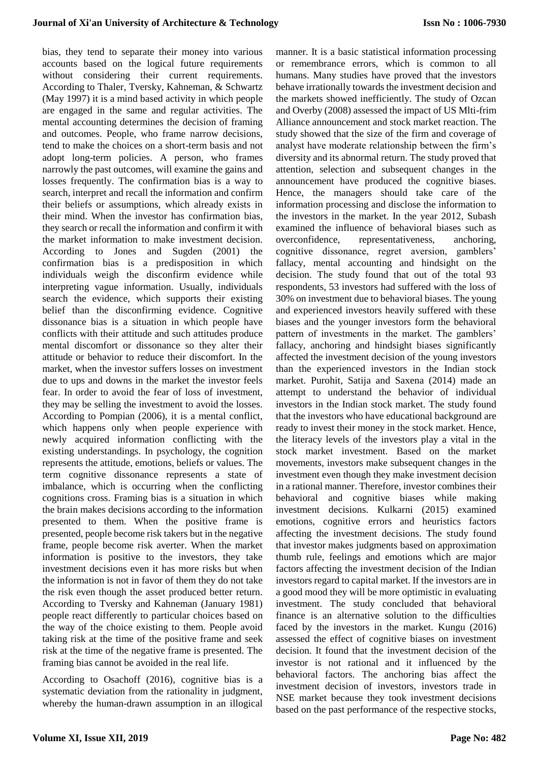bias, they tend to separate their money into various accounts based on the logical future requirements without considering their current requirements. According to Thaler, Tversky, Kahneman, & Schwartz (May 1997) it is a mind based activity in which people are engaged in the same and regular activities. The mental accounting determines the decision of framing and outcomes. People, who frame narrow decisions, tend to make the choices on a short-term basis and not adopt long-term policies. A person, who frames narrowly the past outcomes, will examine the gains and losses frequently. The confirmation bias is a way to search, interpret and recall the information and confirm their beliefs or assumptions, which already exists in their mind. When the investor has confirmation bias, they search or recall the information and confirm it with the market information to make investment decision. According to Jones and Sugden (2001) the confirmation bias is a predisposition in which individuals weigh the disconfirm evidence while interpreting vague information. Usually, individuals search the evidence, which supports their existing belief than the disconfirming evidence. Cognitive dissonance bias is a situation in which people have conflicts with their attitude and such attitudes produce mental discomfort or dissonance so they alter their attitude or behavior to reduce their discomfort. In the market, when the investor suffers losses on investment due to ups and downs in the market the investor feels fear. In order to avoid the fear of loss of investment, they may be selling the investment to avoid the losses. According to Pompian (2006), it is a mental conflict, which happens only when people experience with newly acquired information conflicting with the existing understandings. In psychology, the cognition represents the attitude, emotions, beliefs or values. The term cognitive dissonance represents a state of imbalance, which is occurring when the conflicting cognitions cross. Framing bias is a situation in which the brain makes decisions according to the information presented to them. When the positive frame is presented, people become risk takers but in the negative frame, people become risk averter. When the market information is positive to the investors, they take investment decisions even it has more risks but when the information is not in favor of them they do not take the risk even though the asset produced better return. According to Tversky and Kahneman (January 1981) people react differently to particular choices based on the way of the choice existing to them. People avoid taking risk at the time of the positive frame and seek risk at the time of the negative frame is presented. The framing bias cannot be avoided in the real life.

According to Osachoff (2016), cognitive bias is a systematic deviation from the rationality in judgment, whereby the human-drawn assumption in an illogical manner. It is a basic statistical information processing or remembrance errors, which is common to all humans. Many studies have proved that the investors behave irrationally towards the investment decision and the markets showed inefficiently. The study of Ozcan and Overby (2008) assessed the impact of US Mlti-frim Alliance announcement and stock market reaction. The study showed that the size of the firm and coverage of analyst have moderate relationship between the firm's diversity and its abnormal return. The study proved that attention, selection and subsequent changes in the announcement have produced the cognitive biases. Hence, the managers should take care of the information processing and disclose the information to the investors in the market. In the year 2012, Subash examined the influence of behavioral biases such as overconfidence, representativeness, anchoring, cognitive dissonance, regret aversion, gamblers' fallacy, mental accounting and hindsight on the decision. The study found that out of the total 93 respondents, 53 investors had suffered with the loss of 30% on investment due to behavioral biases. The young and experienced investors heavily suffered with these biases and the younger investors form the behavioral pattern of investments in the market. The gamblers' fallacy, anchoring and hindsight biases significantly affected the investment decision of the young investors than the experienced investors in the Indian stock market. Purohit, Satija and Saxena (2014) made an attempt to understand the behavior of individual investors in the Indian stock market. The study found that the investors who have educational background are ready to invest their money in the stock market. Hence, the literacy levels of the investors play a vital in the stock market investment. Based on the market movements, investors make subsequent changes in the investment even though they make investment decision in a rational manner. Therefore, investor combines their behavioral and cognitive biases while making investment decisions. Kulkarni (2015) examined emotions, cognitive errors and heuristics factors affecting the investment decisions. The study found that investor makes judgments based on approximation thumb rule, feelings and emotions which are major factors affecting the investment decision of the Indian investors regard to capital market. If the investors are in a good mood they will be more optimistic in evaluating investment. The study concluded that behavioral finance is an alternative solution to the difficulties faced by the investors in the market. Kungu (2016) assessed the effect of cognitive biases on investment decision. It found that the investment decision of the investor is not rational and it influenced by the behavioral factors. The anchoring bias affect the investment decision of investors, investors trade in NSE market because they took investment decisions based on the past performance of the respective stocks,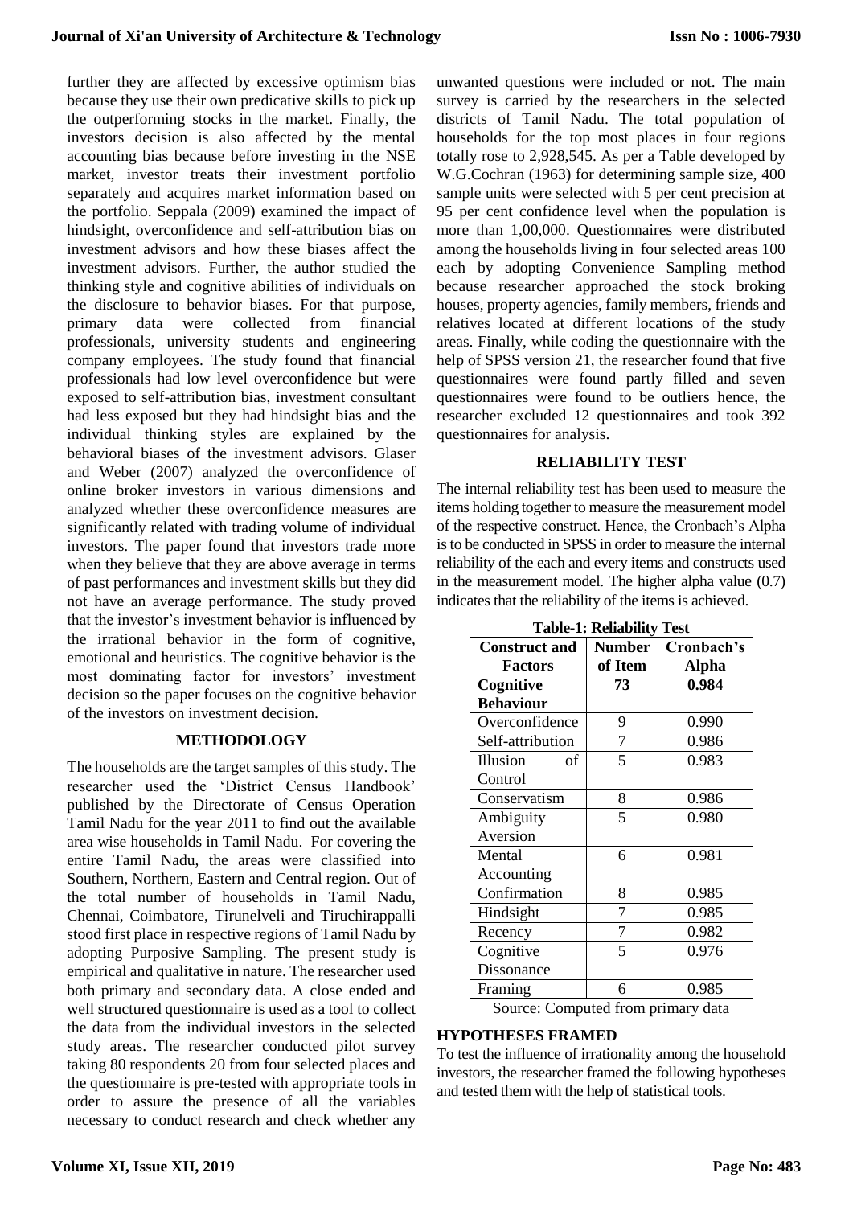further they are affected by excessive optimism bias because they use their own predicative skills to pick up the outperforming stocks in the market. Finally, the investors decision is also affected by the mental accounting bias because before investing in the NSE market, investor treats their investment portfolio separately and acquires market information based on the portfolio. Seppala (2009) examined the impact of hindsight, overconfidence and self-attribution bias on investment advisors and how these biases affect the investment advisors. Further, the author studied the thinking style and cognitive abilities of individuals on the disclosure to behavior biases. For that purpose, primary data were collected from financial professionals, university students and engineering company employees. The study found that financial professionals had low level overconfidence but were exposed to self-attribution bias, investment consultant had less exposed but they had hindsight bias and the individual thinking styles are explained by the behavioral biases of the investment advisors. Glaser and Weber (2007) analyzed the overconfidence of online broker investors in various dimensions and analyzed whether these overconfidence measures are significantly related with trading volume of individual investors. The paper found that investors trade more when they believe that they are above average in terms of past performances and investment skills but they did not have an average performance. The study proved that the investor's investment behavior is influenced by the irrational behavior in the form of cognitive, emotional and heuristics. The cognitive behavior is the most dominating factor for investors' investment decision so the paper focuses on the cognitive behavior of the investors on investment decision.

## METHODOLOGY

The households are the target samples of this study. The researcher used the 'District Census Handbook' published by the Directorate of Census Operation Tamil Nadu for the year 2011 to find out the available area wise households in Tamil Nadu. For covering the entire Tamil Nadu, the areas were classified into Southern, Northern, Eastern and Central region. Out of the total number of households in Tamil Nadu, Chennai, Coimbatore, Tirunelveli and Tiruchirappalli stood first place in respective regions of Tamil Nadu by adopting Purposive Sampling. The present study is empirical and qualitative in nature. The researcher used both primary and secondary data. A close ended and well structured questionnaire is used as a tool to collect the data from the individual investors in the selected study areas. The researcher conducted pilot survey taking 80 respondents 20 from four selected places and the questionnaire is pre-tested with appropriate tools in order to assure the presence of all the variables necessary to conduct research and check whether any unwanted questions were included or not. The main survey is carried by the researchers in the selected districts of Tamil Nadu. The total population of households for the top most places in four regions totally rose to 2,928,545. As per a Table developed by W.G.Cochran (1963) for determining sample size, 400 sample units were selected with 5 per cent precision at 95 per cent confidence level when the population is more than 1,00,000. Questionnaires were distributed among the households living in four selected areas 100 each by adopting Convenience Sampling method because researcher approached the stock broking houses, property agencies, family members, friends and relatives located at different locations of the study areas. Finally, while coding the questionnaire with the help of SPSS version 21, the researcher found that five questionnaires were found partly filled and seven questionnaires were found to be outliers hence, the researcher excluded 12 questionnaires and took 392 questionnaires for analysis.

## RELIABILITY TEST

The internal reliability test has been used to measure the items holding together to measure the measurement model of the respective construct. Hence, the Cronbach's Alpha is to be conducted in SPSS in order to measure the internal reliability of the each and every items and constructs used in the measurement model. The higher alpha value (0.7) indicates that the reliability of the items is achieved.

**Table-1: Reliability Test**

| Construct and Factors | Number of Item | Cronbach's Alpha |
|---|---|---|
| **Cognitive Behaviour** | **73** | **0.984** |
| Overconfidence | 9 | 0.990 |
| Self-attribution | 7 | 0.986 |
| Illusion of Control | 5 | 0.983 |
| Conservatism | 8 | 0.986 |
| Ambiguity Aversion | 5 | 0.980 |
| Mental Accounting | 6 | 0.981 |
| Confirmation | 8 | 0.985 |
| Hindsight | 7 | 0.985 |
| Recency | 7 | 0.982 |
| Cognitive Dissonance | 5 | 0.976 |
| Framing | 6 | 0.985 |

Source: Computed from primary data

## HYPOTHESES FRAMED

To test the influence of irrationality among the household investors, the researcher framed the following hypotheses and tested them with the help of statistical tools.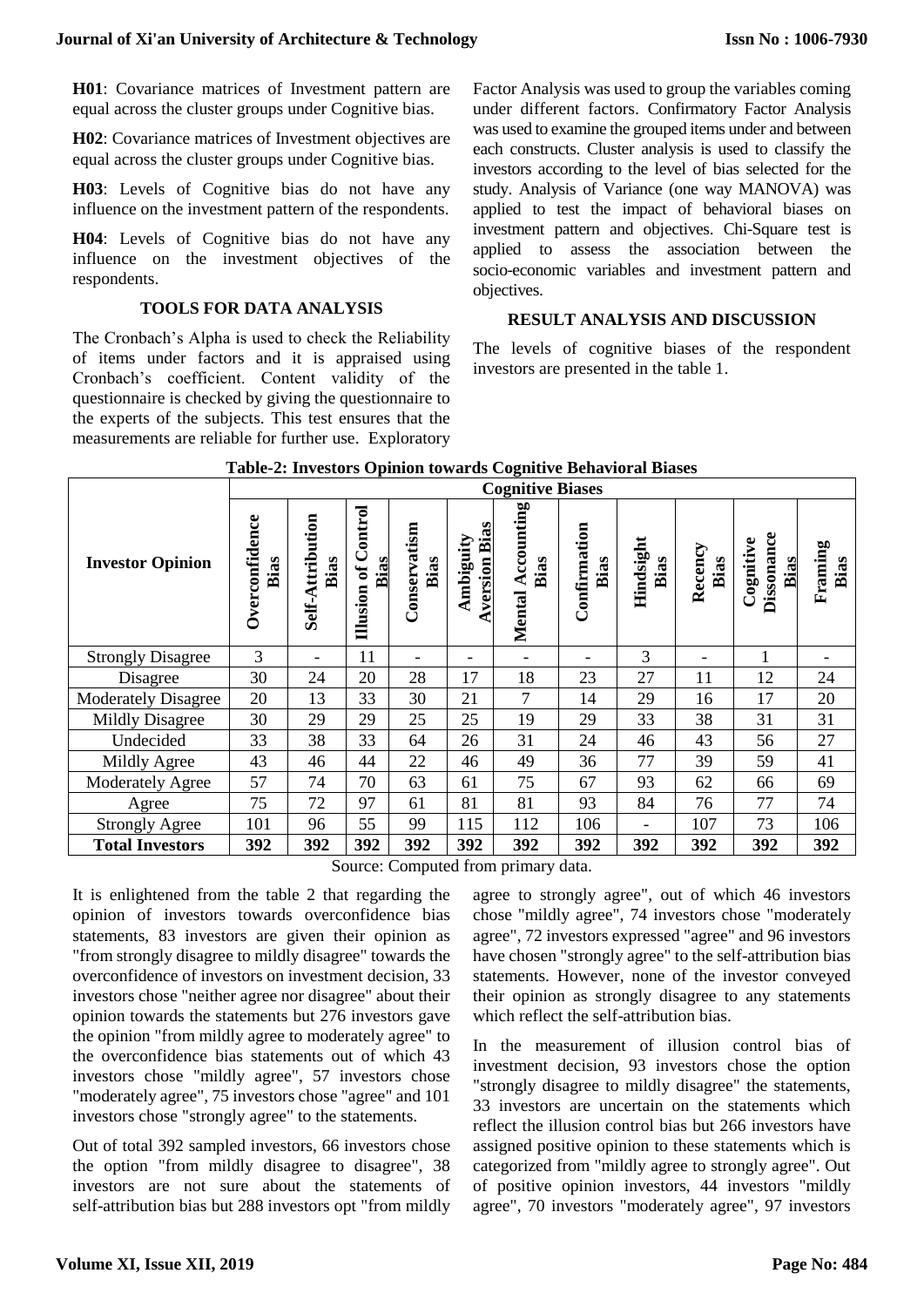**H01**: Covariance matrices of Investment pattern are equal across the cluster groups under Cognitive bias.

**H02**: Covariance matrices of Investment objectives are equal across the cluster groups under Cognitive bias.

**H03**: Levels of Cognitive bias do not have any influence on the investment pattern of the respondents.

**H04**: Levels of Cognitive bias do not have any influence on the investment objectives of the respondents.

## TOOLS FOR DATA ANALYSIS

The Cronbach's Alpha is used to check the Reliability of items under factors and it is appraised using Cronbach's coefficient. Content validity of the questionnaire is checked by giving the questionnaire to the experts of the subjects. This test ensures that the measurements are reliable for further use. Exploratory Factor Analysis was used to group the variables coming under different factors. Confirmatory Factor Analysis was used to examine the grouped items under and between each constructs. Cluster analysis is used to classify the investors according to the level of bias selected for the study. Analysis of Variance (one way MANOVA) was applied to test the impact of behavioral biases on investment pattern and objectives. Chi-Square test is applied to assess the association between the socio-economic variables and investment pattern and objectives.

## RESULT ANALYSIS AND DISCUSSION

The levels of cognitive biases of the respondent investors are presented in the table 1.

**Table-2: Investors Opinion towards Cognitive Behavioral Biases**

| Investor Opinion | Cognitive Biases | | | | | | | | | | |
|---|---|---|---|---|---|---|---|---|---|---|---|
| | Overconfidence Bias | Self-Attribution Bias | Illusion of Control Bias | Conservatism Bias | Ambiguity Aversion Bias | Mental Accounting Bias | Confirmation Bias | Hindsight Bias | Recency Bias | Cognitive Dissonance Bias | Framing Bias |
| Strongly Disagree | 3 | - | 11 | - | - | - | - | 3 | - | 1 | - |
| Disagree | 30 | 24 | 20 | 28 | 17 | 18 | 23 | 27 | 11 | 12 | 24 |
| Moderately Disagree | 20 | 13 | 33 | 30 | 21 | 7 | 14 | 29 | 16 | 17 | 20 |
| Mildly Disagree | 30 | 29 | 29 | 25 | 25 | 19 | 29 | 33 | 38 | 31 | 31 |
| Undecided | 33 | 38 | 33 | 64 | 26 | 31 | 24 | 46 | 43 | 56 | 27 |
| Mildly Agree | 43 | 46 | 44 | 22 | 46 | 49 | 36 | 77 | 39 | 59 | 41 |
| Moderately Agree | 57 | 74 | 70 | 63 | 61 | 75 | 67 | 93 | 62 | 66 | 69 |
| Agree | 75 | 72 | 97 | 61 | 81 | 81 | 93 | 84 | 76 | 77 | 74 |
| Strongly Agree | 101 | 96 | 55 | 99 | 115 | 112 | 106 | - | 107 | 73 | 106 |
| **Total Investors** | **392** | **392** | **392** | **392** | **392** | **392** | **392** | **392** | **392** | **392** | **392** |

Source: Computed from primary data.

It is enlightened from the table 2 that regarding the opinion of investors towards overconfidence bias statements, 83 investors are given their opinion as "from strongly disagree to mildly disagree" towards the overconfidence of investors on investment decision, 33 investors chose "neither agree nor disagree" about their opinion towards the statements but 276 investors gave the opinion "from mildly agree to moderately agree" to the overconfidence bias statements out of which 43 investors chose "mildly agree", 57 investors chose "moderately agree", 75 investors chose "agree" and 101 investors chose "strongly agree" to the statements.

Out of total 392 sampled investors, 66 investors chose the option "from mildly disagree to disagree", 38 investors are not sure about the statements of self-attribution bias but 288 investors opt "from mildly agree to strongly agree", out of which 46 investors chose "mildly agree", 74 investors chose "moderately agree", 72 investors expressed "agree" and 96 investors have chosen "strongly agree" to the self-attribution bias statements. However, none of the investor conveyed their opinion as strongly disagree to any statements which reflect the self-attribution bias.

In the measurement of illusion control bias of investment decision, 93 investors chose the option "strongly disagree to mildly disagree" the statements, 33 investors are uncertain on the statements which reflect the illusion control bias but 266 investors have assigned positive opinion to these statements which is categorized from "mildly agree to strongly agree". Out of positive opinion investors, 44 investors "mildly agree", 70 investors "moderately agree", 97 investors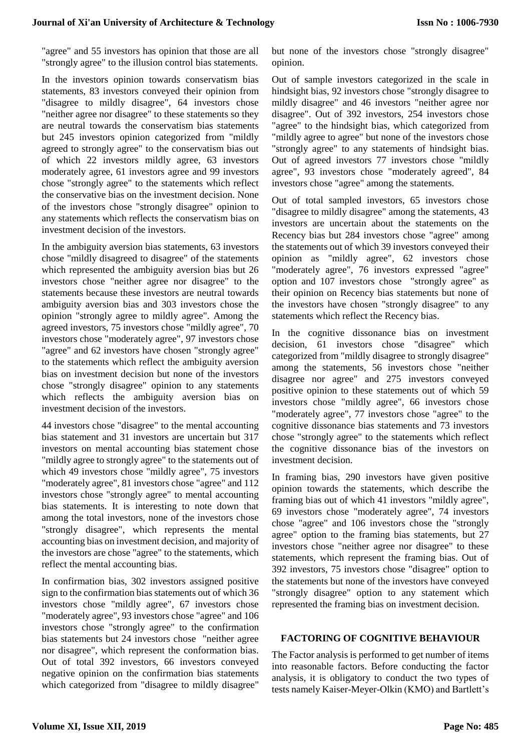"agree" and 55 investors has opinion that those are all "strongly agree" to the illusion control bias statements.

In the investors opinion towards conservatism bias statements, 83 investors conveyed their opinion from "disagree to mildly disagree", 64 investors chose "neither agree nor disagree" to these statements so they are neutral towards the conservatism bias statements but 245 investors opinion categorized from "mildly agreed to strongly agree" to the conservatism bias out of which 22 investors mildly agree, 63 investors moderately agree, 61 investors agree and 99 investors chose "strongly agree" to the statements which reflect the conservative bias on the investment decision. None of the investors chose "strongly disagree" opinion to any statements which reflects the conservatism bias on investment decision of the investors.

In the ambiguity aversion bias statements, 63 investors chose "mildly disagreed to disagree" of the statements which represented the ambiguity aversion bias but 26 investors chose "neither agree nor disagree" to the statements because these investors are neutral towards ambiguity aversion bias and 303 investors chose the opinion "strongly agree to mildly agree". Among the agreed investors, 75 investors chose "mildly agree", 70 investors chose "moderately agree", 97 investors chose "agree" and 62 investors have chosen "strongly agree" to the statements which reflect the ambiguity aversion bias on investment decision but none of the investors chose "strongly disagree" opinion to any statements which reflects the ambiguity aversion bias on investment decision of the investors.

44 investors chose "disagree" to the mental accounting bias statement and 31 investors are uncertain but 317 investors on mental accounting bias statement chose "mildly agree to strongly agree" to the statements out of which 49 investors chose "mildly agree", 75 investors "moderately agree", 81 investors chose "agree" and 112 investors chose "strongly agree" to mental accounting bias statements. It is interesting to note down that among the total investors, none of the investors chose "strongly disagree", which represents the mental accounting bias on investment decision, and majority of the investors are chose "agree" to the statements, which reflect the mental accounting bias.

In confirmation bias, 302 investors assigned positive sign to the confirmation bias statements out of which 36 investors chose "mildly agree", 67 investors chose "moderately agree", 93 investors chose "agree" and 106 investors chose "strongly agree" to the confirmation bias statements but 24 investors chose "neither agree nor disagree", which represent the conformation bias. Out of total 392 investors, 66 investors conveyed negative opinion on the confirmation bias statements which categorized from "disagree to mildly disagree" but none of the investors chose "strongly disagree" opinion.

Out of sample investors categorized in the scale in hindsight bias, 92 investors chose "strongly disagree to mildly disagree" and 46 investors "neither agree nor disagree". Out of 392 investors, 254 investors chose "agree" to the hindsight bias, which categorized from "mildly agree to agree" but none of the investors chose "strongly agree" to any statements of hindsight bias. Out of agreed investors 77 investors chose "mildly agree", 93 investors chose "moderately agreed", 84 investors chose "agree" among the statements.

Out of total sampled investors, 65 investors chose "disagree to mildly disagree" among the statements, 43 investors are uncertain about the statements on the Recency bias but 284 investors chose "agree" among the statements out of which 39 investors conveyed their opinion as "mildly agree", 62 investors chose "moderately agree", 76 investors expressed "agree" option and 107 investors chose "strongly agree" as their opinion on Recency bias statements but none of the investors have chosen "strongly disagree" to any statements which reflect the Recency bias.

In the cognitive dissonance bias on investment decision, 61 investors chose "disagree" which categorized from "mildly disagree to strongly disagree" among the statements, 56 investors chose "neither disagree nor agree" and 275 investors conveyed positive opinion to these statements out of which 59 investors chose "mildly agree", 66 investors chose "moderately agree", 77 investors chose "agree" to the cognitive dissonance bias statements and 73 investors chose "strongly agree" to the statements which reflect the cognitive dissonance bias of the investors on investment decision.

In framing bias, 290 investors have given positive opinion towards the statements, which describe the framing bias out of which 41 investors "mildly agree", 69 investors chose "moderately agree", 74 investors chose "agree" and 106 investors chose the "strongly agree" option to the framing bias statements, but 27 investors chose "neither agree nor disagree" to these statements, which represent the framing bias. Out of 392 investors, 75 investors chose "disagree" option to the statements but none of the investors have conveyed "strongly disagree" option to any statement which represented the framing bias on investment decision.

## FACTORING OF COGNITIVE BEHAVIOUR

The Factor analysis is performed to get number of items into reasonable factors. Before conducting the factor analysis, it is obligatory to conduct the two types of tests namely Kaiser-Meyer-Olkin (KMO) and Bartlett's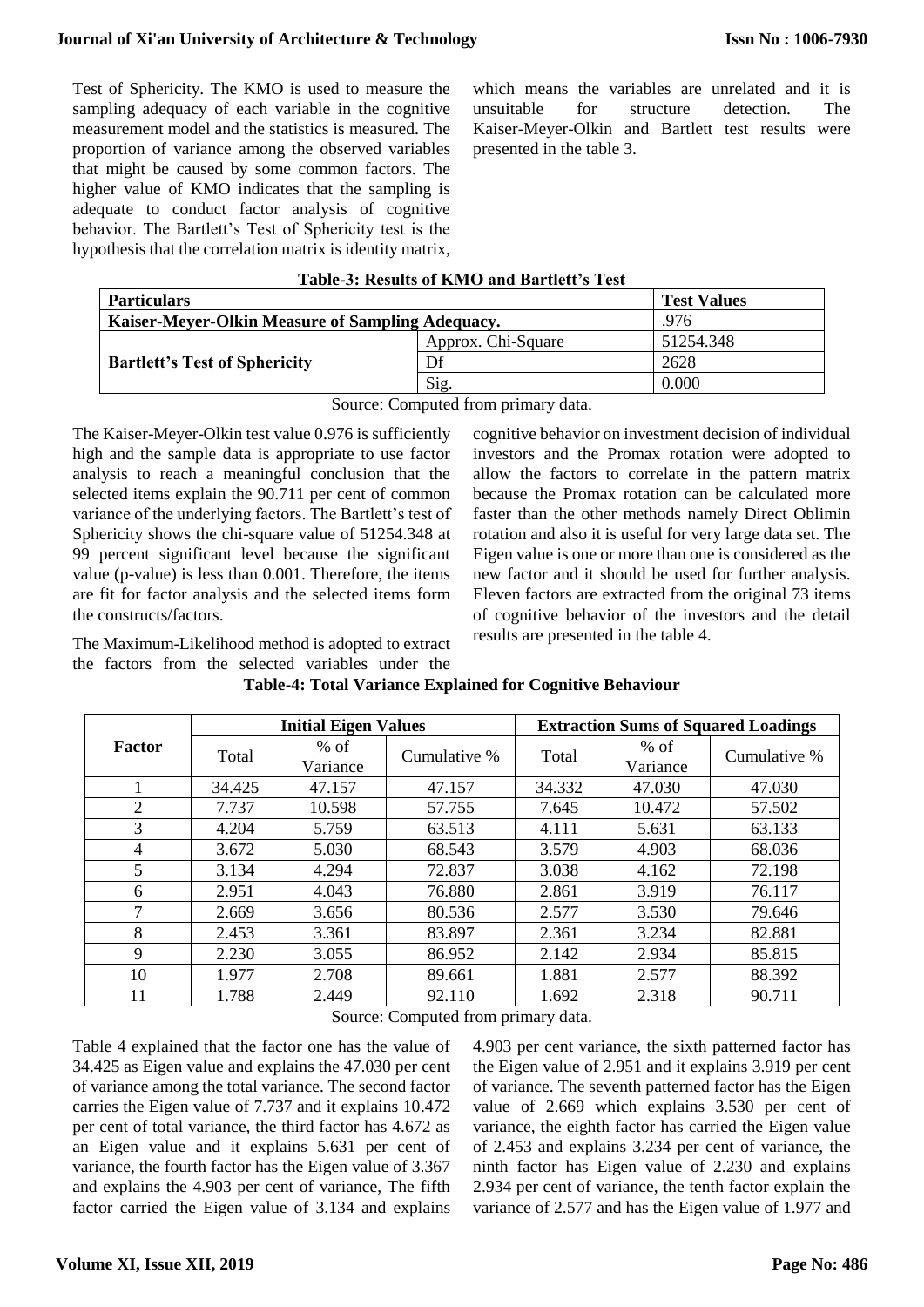Test of Sphericity. The KMO is used to measure the sampling adequacy of each variable in the cognitive measurement model and the statistics is measured. The proportion of variance among the observed variables that might be caused by some common factors. The higher value of KMO indicates that the sampling is adequate to conduct factor analysis of cognitive behavior. The Bartlett's Test of Sphericity test is the hypothesis that the correlation matrix is identity matrix, which means the variables are unrelated and it is unsuitable for structure detection. The Kaiser-Meyer-Olkin and Bartlett test results were presented in the table 3.

**Table-3: Results of KMO and Bartlett's Test**

| Particulars | | Test Values |
|---|---|---|
| Kaiser-Meyer-Olkin Measure of Sampling Adequacy. | | .976 |
| Bartlett's Test of Sphericity | Approx. Chi-Square | 51254.348 |
| | Df | 2628 |
| | Sig. | 0.000 |

Source: Computed from primary data.

The Kaiser-Meyer-Olkin test value 0.976 is sufficiently high and the sample data is appropriate to use factor analysis to reach a meaningful conclusion that the selected items explain the 90.711 per cent of common variance of the underlying factors. The Bartlett's test of Sphericity shows the chi-square value of 51254.348 at 99 percent significant level because the significant value (p-value) is less than 0.001. Therefore, the items are fit for factor analysis and the selected items form the constructs/factors.

The Maximum-Likelihood method is adopted to extract the factors from the selected variables under the cognitive behavior on investment decision of individual investors and the Promax rotation were adopted to allow the factors to correlate in the pattern matrix because the Promax rotation can be calculated more faster than the other methods namely Direct Oblimin rotation and also it is useful for very large data set. The Eigen value is one or more than one is considered as the new factor and it should be used for further analysis. Eleven factors are extracted from the original 73 items of cognitive behavior of the investors and the detail results are presented in the table 4.

**Table-4: Total Variance Explained for Cognitive Behaviour**

| Factor | Initial Eigen Values | | | Extraction Sums of Squared Loadings | | |
|---|---|---|---|---|---|---|
| | Total | % of Variance | Cumulative % | Total | % of Variance | Cumulative % |
| 1 | 34.425 | 47.157 | 47.157 | 34.332 | 47.030 | 47.030 |
| 2 | 7.737 | 10.598 | 57.755 | 7.645 | 10.472 | 57.502 |
| 3 | 4.204 | 5.759 | 63.513 | 4.111 | 5.631 | 63.133 |
| 4 | 3.672 | 5.030 | 68.543 | 3.579 | 4.903 | 68.036 |
| 5 | 3.134 | 4.294 | 72.837 | 3.038 | 4.162 | 72.198 |
| 6 | 2.951 | 4.043 | 76.880 | 2.861 | 3.919 | 76.117 |
| 7 | 2.669 | 3.656 | 80.536 | 2.577 | 3.530 | 79.646 |
| 8 | 2.453 | 3.361 | 83.897 | 2.361 | 3.234 | 82.881 |
| 9 | 2.230 | 3.055 | 86.952 | 2.142 | 2.934 | 85.815 |
| 10 | 1.977 | 2.708 | 89.661 | 1.881 | 2.577 | 88.392 |
| 11 | 1.788 | 2.449 | 92.110 | 1.692 | 2.318 | 90.711 |

Source: Computed from primary data.

Table 4 explained that the factor one has the value of 34.425 as Eigen value and explains the 47.030 per cent of variance among the total variance. The second factor carries the Eigen value of 7.737 and it explains 10.472 per cent of total variance, the third factor has 4.672 as an Eigen value and it explains 5.631 per cent of variance, the fourth factor has the Eigen value of 3.367 and explains the 4.903 per cent of variance, The fifth factor carried the Eigen value of 3.134 and explains 4.903 per cent variance, the sixth patterned factor has the Eigen value of 2.951 and it explains 3.919 per cent of variance. The seventh patterned factor has the Eigen value of 2.669 which explains 3.530 per cent of variance, the eighth factor has carried the Eigen value of 2.453 and explains 3.234 per cent of variance, the ninth factor has Eigen value of 2.230 and explains 2.934 per cent of variance, the tenth factor explain the variance of 2.577 and has the Eigen value of 1.977 and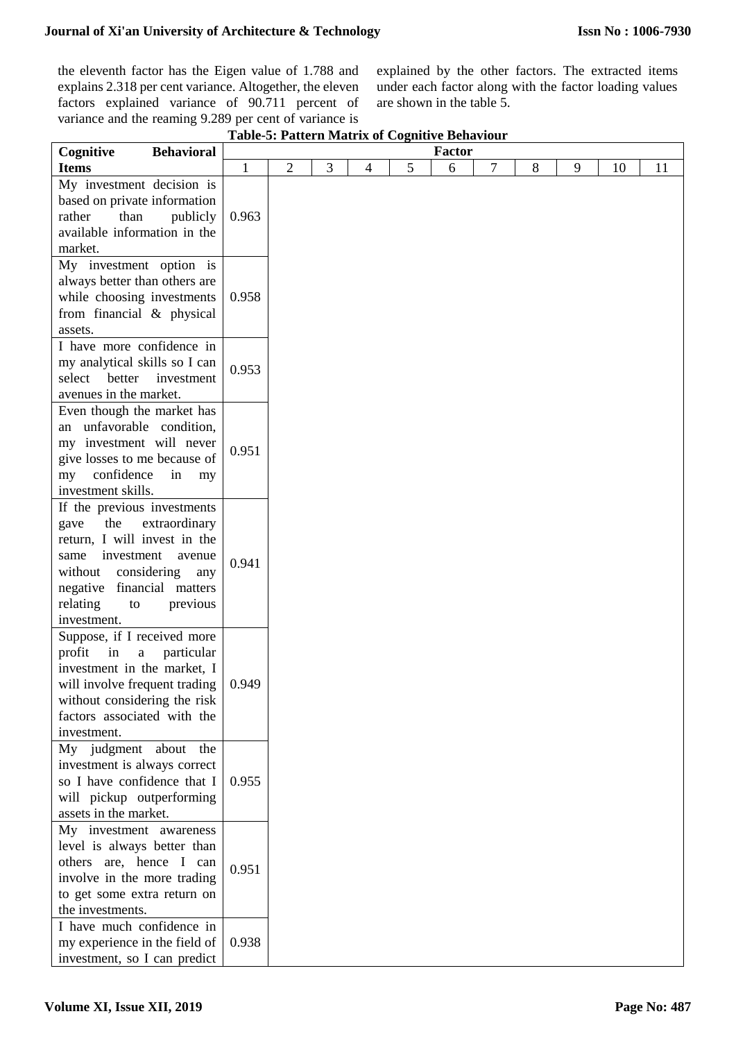the eleventh factor has the Eigen value of 1.788 and explains 2.318 per cent variance. Altogether, the eleven factors explained variance of 90.711 percent of variance and the reaming 9.289 per cent of variance is explained by the other factors. The extracted items under each factor along with the factor loading values are shown in the table 5.

**Table-5: Pattern Matrix of Cognitive Behaviour**

| Cognitive Behavioral Items | Factor | | | | | | | | | | |
|---|---|---|---|---|---|---|---|---|---|---|---|
| | 1 | 2 | 3 | 4 | 5 | 6 | 7 | 8 | 9 | 10 | 11 |
| My investment decision is based on private information rather than publicly available information in the market. | 0.963 | | | | | | | | | | |
| My investment option is always better than others are while choosing investments from financial & physical assets. | 0.958 | | | | | | | | | | |
| I have more confidence in my analytical skills so I can select better investment avenues in the market. | 0.953 | | | | | | | | | | |
| Even though the market has an unfavorable condition, my investment will never give losses to me because of my confidence in my investment skills. | 0.951 | | | | | | | | | | |
| If the previous investments gave the extraordinary return, I will invest in the same investment avenue without considering any negative financial matters relating to previous investment. | 0.941 | | | | | | | | | | |
| Suppose, if I received more profit in a particular investment in the market, I will involve frequent trading without considering the risk factors associated with the investment. | 0.949 | | | | | | | | | | |
| My judgment about the investment is always correct so I have confidence that I will pickup outperforming assets in the market. | 0.955 | | | | | | | | | | |
| My investment awareness level is always better than others are, hence I can involve in the more trading to get some extra return on the investments. | 0.951 | | | | | | | | | | |
| I have much confidence in my experience in the field of investment, so I can predict | 0.938 | | | | | | | | | | |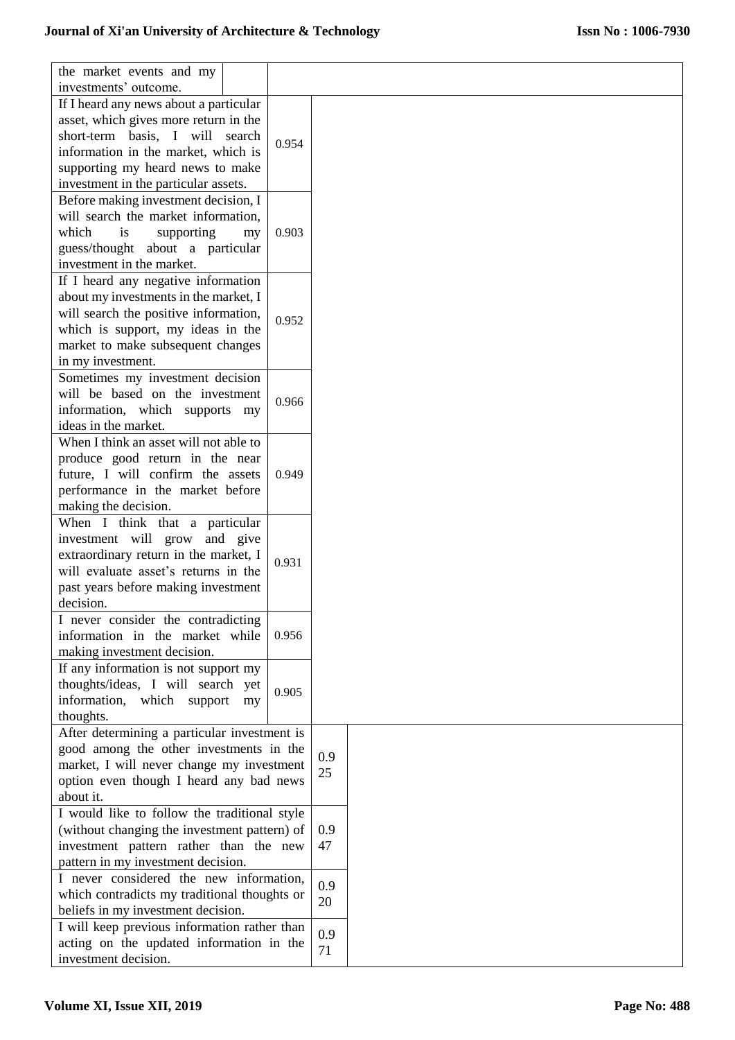| Statement | Loading | Loading |
|---|---|---|
| the market events and my investments' outcome. | | |
| If I heard any news about a particular asset, which gives more return in the short-term basis, I will search information in the market, which is supporting my heard news to make investment in the particular assets. | 0.954 | |
| Before making investment decision, I will search the market information, which is supporting my guess/thought about a particular investment in the market. | 0.903 | |
| If I heard any negative information about my investments in the market, I will search the positive information, which is support, my ideas in the market to make subsequent changes in my investment. | 0.952 | |
| Sometimes my investment decision will be based on the investment information, which supports my ideas in the market. | 0.966 | |
| When I think an asset will not able to produce good return in the near future, I will confirm the assets performance in the market before making the decision. | 0.949 | |
| When I think that a particular investment will grow and give extraordinary return in the market, I will evaluate asset's returns in the past years before making investment decision. | 0.931 | |
| I never consider the contradicting information in the market while making investment decision. | 0.956 | |
| If any information is not support my thoughts/ideas, I will search yet information, which support my thoughts. | 0.905 | |
| After determining a particular investment is good among the other investments in the market, I will never change my investment option even though I heard any bad news about it. | | 0.925 |
| I would like to follow the traditional style (without changing the investment pattern) of investment pattern rather than the new pattern in my investment decision. | | 0.947 |
| I never considered the new information, which contradicts my traditional thoughts or beliefs in my investment decision. | | 0.920 |
| I will keep previous information rather than acting on the updated information in the investment decision. | | 0.971 |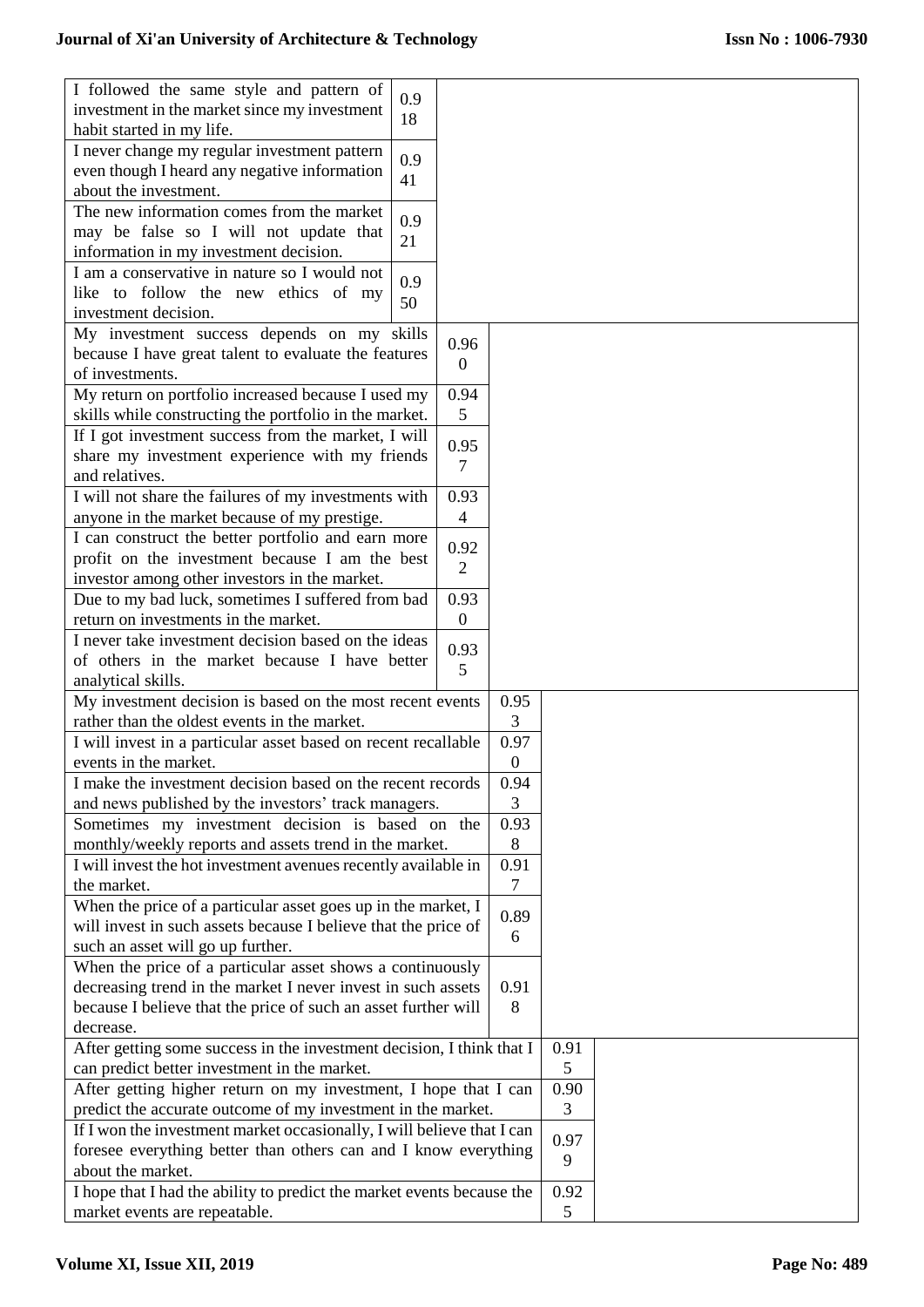| Statement | | | | |
|---|---|---|---|---|
| I followed the same style and pattern of investment in the market since my investment habit started in my life. | 0.918 | | | |
| I never change my regular investment pattern even though I heard any negative information about the investment. | 0.941 | | | |
| The new information comes from the market may be false so I will not update that information in my investment decision. | 0.921 | | | |
| I am a conservative in nature so I would not like to follow the new ethics of my investment decision. | 0.950 | | | |
| My investment success depends on my skills because I have great talent to evaluate the features of investments. | | 0.960 | | |
| My return on portfolio increased because I used my skills while constructing the portfolio in the market. | | 0.945 | | |
| If I got investment success from the market, I will share my investment experience with my friends and relatives. | | 0.957 | | |
| I will not share the failures of my investments with anyone in the market because of my prestige. | | 0.934 | | |
| I can construct the better portfolio and earn more profit on the investment because I am the best investor among other investors in the market. | | 0.922 | | |
| Due to my bad luck, sometimes I suffered from bad return on investments in the market. | | 0.930 | | |
| I never take investment decision based on the ideas of others in the market because I have better analytical skills. | | 0.935 | | |
| My investment decision is based on the most recent events rather than the oldest events in the market. | | | 0.953 | |
| I will invest in a particular asset based on recent recallable events in the market. | | | 0.970 | |
| I make the investment decision based on the recent records and news published by the investors' track managers. | | | 0.943 | |
| Sometimes my investment decision is based on the monthly/weekly reports and assets trend in the market. | | | 0.938 | |
| I will invest the hot investment avenues recently available in the market. | | | 0.917 | |
| When the price of a particular asset goes up in the market, I will invest in such assets because I believe that the price of such an asset will go up further. | | | 0.896 | |
| When the price of a particular asset shows a continuously decreasing trend in the market I never invest in such assets because I believe that the price of such an asset further will decrease. | | | 0.918 | |
| After getting some success in the investment decision, I think that I can predict better investment in the market. | | | | 0.915 |
| After getting higher return on my investment, I hope that I can predict the accurate outcome of my investment in the market. | | | | 0.903 |
| If I won the investment market occasionally, I will believe that I can foresee everything better than others can and I know everything about the market. | | | | 0.979 |
| I hope that I had the ability to predict the market events because the market events are repeatable. | | | | 0.925 |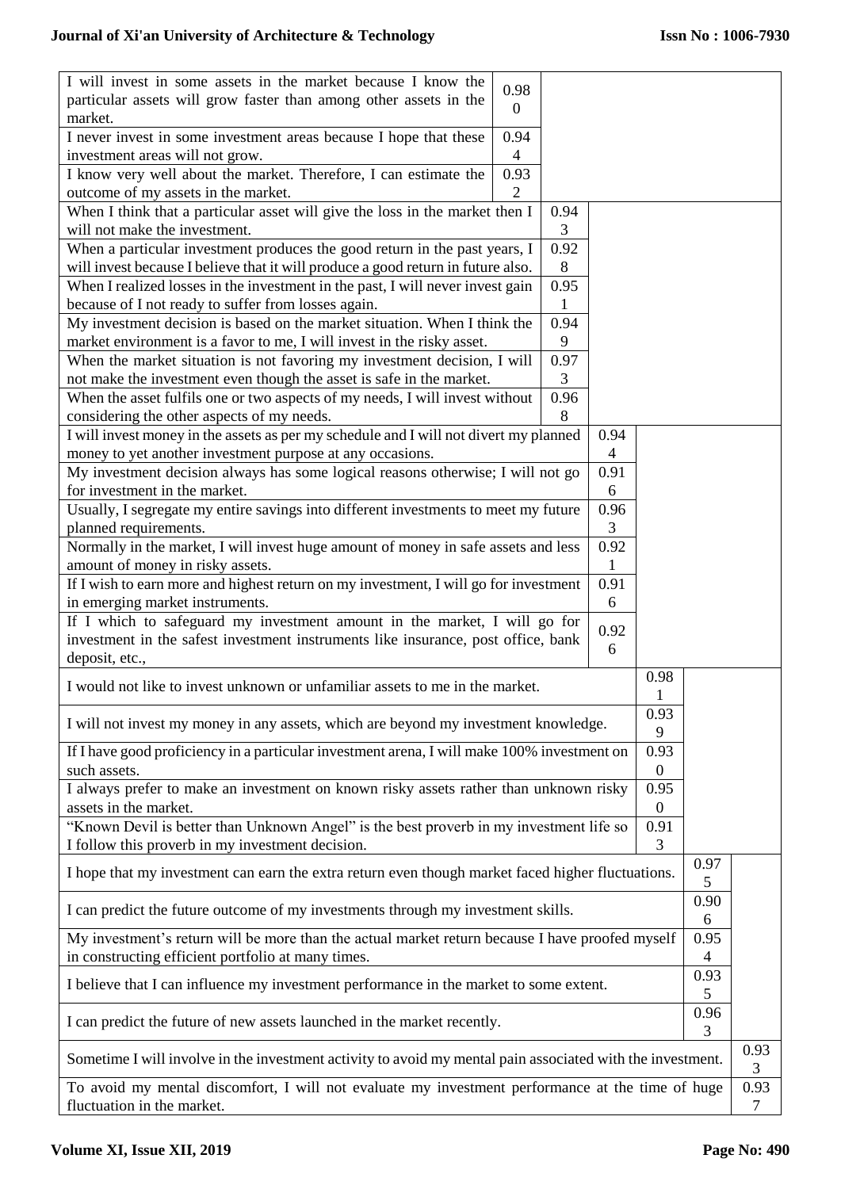| | | | | | | |
|---|---|---|---|---|---|---|
| I will invest in some assets in the market because I know the particular assets will grow faster than among other assets in the market. | 0.980 | | | | | |
| I never invest in some investment areas because I hope that these investment areas will not grow. | 0.944 | | | | | |
| I know very well about the market. Therefore, I can estimate the outcome of my assets in the market. | 0.932 | | | | | |
| When I think that a particular asset will give the loss in the market then I will not make the investment. | | 0.943 | | | | |
| When a particular investment produces the good return in the past years, I will invest because I believe that it will produce a good return in future also. | | 0.928 | | | | |
| When I realized losses in the investment in the past, I will never invest gain because of I not ready to suffer from losses again. | | 0.951 | | | | |
| My investment decision is based on the market situation. When I think the market environment is a favor to me, I will invest in the risky asset. | | 0.949 | | | | |
| When the market situation is not favoring my investment decision, I will not make the investment even though the asset is safe in the market. | | 0.973 | | | | |
| When the asset fulfils one or two aspects of my needs, I will invest without considering the other aspects of my needs. | | 0.968 | | | | |
| I will invest money in the assets as per my schedule and I will not divert my planned money to yet another investment purpose at any occasions. | | | 0.944 | | | |
| My investment decision always has some logical reasons otherwise; I will not go for investment in the market. | | | 0.916 | | | |
| Usually, I segregate my entire savings into different investments to meet my future planned requirements. | | | 0.963 | | | |
| Normally in the market, I will invest huge amount of money in safe assets and less amount of money in risky assets. | | | 0.921 | | | |
| If I wish to earn more and highest return on my investment, I will go for investment in emerging market instruments. | | | 0.916 | | | |
| If I which to safeguard my investment amount in the market, I will go for investment in the safest investment instruments like insurance, post office, bank deposit, etc., | | | 0.926 | | | |
| I would not like to invest unknown or unfamiliar assets to me in the market. | | | | 0.981 | | |
| I will not invest my money in any assets, which are beyond my investment knowledge. | | | | 0.939 | | |
| If I have good proficiency in a particular investment arena, I will make 100% investment on such assets. | | | | 0.930 | | |
| I always prefer to make an investment on known risky assets rather than unknown risky assets in the market. | | | | 0.950 | | |
| "Known Devil is better than Unknown Angel" is the best proverb in my investment life so I follow this proverb in my investment decision. | | | | 0.913 | | |
| I hope that my investment can earn the extra return even though market faced higher fluctuations. | | | | | 0.975 | |
| I can predict the future outcome of my investments through my investment skills. | | | | | 0.906 | |
| My investment's return will be more than the actual market return because I have proofed myself in constructing efficient portfolio at many times. | | | | | 0.954 | |
| I believe that I can influence my investment performance in the market to some extent. | | | | | 0.935 | |
| I can predict the future of new assets launched in the market recently. | | | | | 0.963 | |
| Sometime I will involve in the investment activity to avoid my mental pain associated with the investment. | | | | | | 0.933 |
| To avoid my mental discomfort, I will not evaluate my investment performance at the time of huge fluctuation in the market. | | | | | | 0.937 |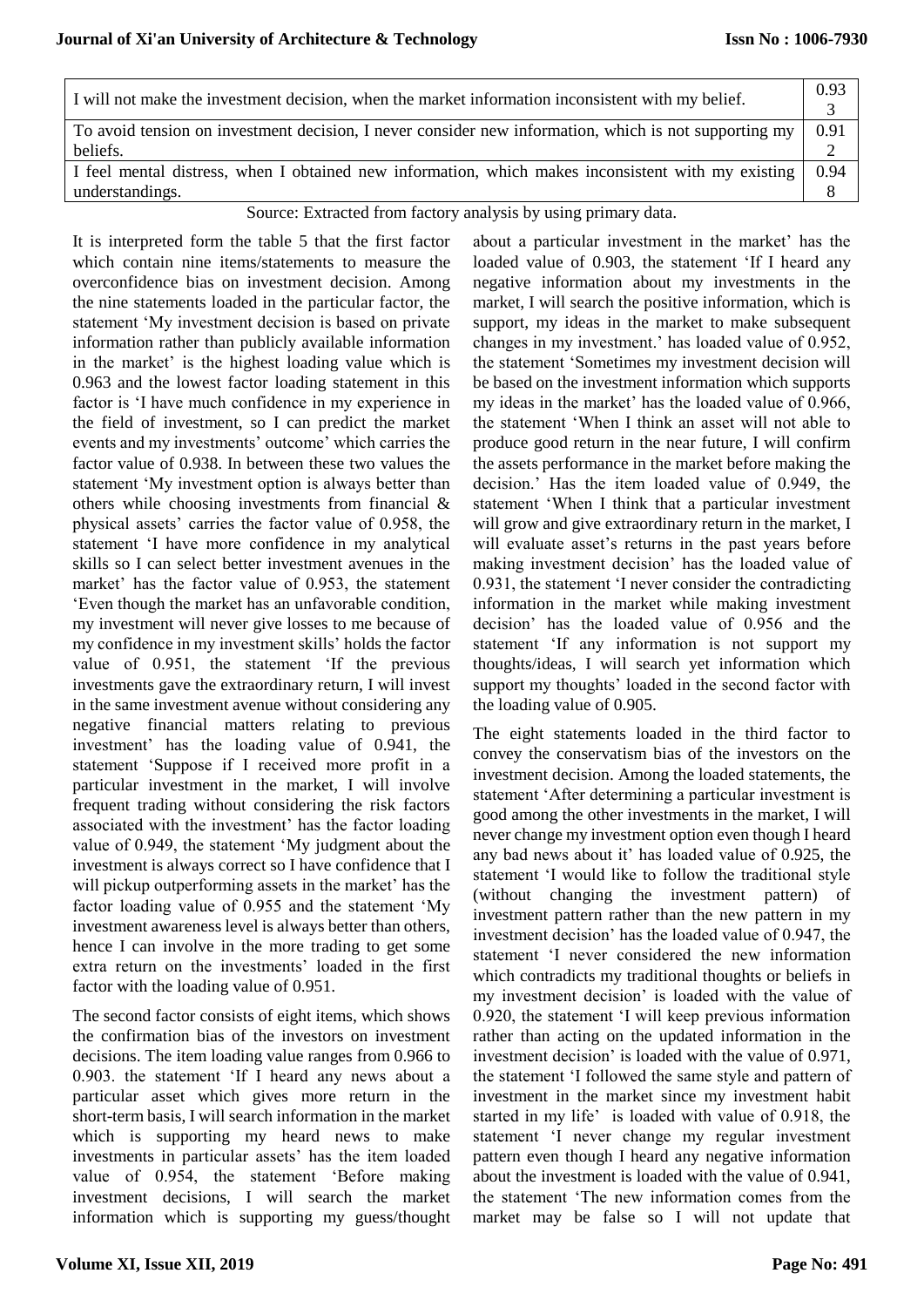| | |
|---|---|
| I will not make the investment decision, when the market information inconsistent with my belief. | 0.933 |
| To avoid tension on investment decision, I never consider new information, which is not supporting my beliefs. | 0.912 |
| I feel mental distress, when I obtained new information, which makes inconsistent with my existing understandings. | 0.948 |

Source: Extracted from factory analysis by using primary data.

It is interpreted form the table 5 that the first factor which contain nine items/statements to measure the overconfidence bias on investment decision. Among the nine statements loaded in the particular factor, the statement 'My investment decision is based on private information rather than publicly available information in the market' is the highest loading value which is 0.963 and the lowest factor loading statement in this factor is 'I have much confidence in my experience in the field of investment, so I can predict the market events and my investments' outcome' which carries the factor value of 0.938. In between these two values the statement 'My investment option is always better than others while choosing investments from financial & physical assets' carries the factor value of 0.958, the statement 'I have more confidence in my analytical skills so I can select better investment avenues in the market' has the factor value of 0.953, the statement 'Even though the market has an unfavorable condition, my investment will never give losses to me because of my confidence in my investment skills' holds the factor value of 0.951, the statement 'If the previous investments gave the extraordinary return, I will invest in the same investment avenue without considering any negative financial matters relating to previous investment' has the loading value of 0.941, the statement 'Suppose if I received more profit in a particular investment in the market, I will involve frequent trading without considering the risk factors associated with the investment' has the factor loading value of 0.949, the statement 'My judgment about the investment is always correct so I have confidence that I will pickup outperforming assets in the market' has the factor loading value of 0.955 and the statement 'My investment awareness level is always better than others, hence I can involve in the more trading to get some extra return on the investments' loaded in the first factor with the loading value of 0.951.

The second factor consists of eight items, which shows the confirmation bias of the investors on investment decisions. The item loading value ranges from 0.966 to 0.903. the statement 'If I heard any news about a particular asset which gives more return in the short-term basis, I will search information in the market which is supporting my heard news to make investments in particular assets' has the item loaded value of 0.954, the statement 'Before making investment decisions, I will search the market information which is supporting my guess/thought about a particular investment in the market' has the loaded value of 0.903, the statement 'If I heard any negative information about my investments in the market, I will search the positive information, which is support, my ideas in the market to make subsequent changes in my investment.' has loaded value of 0.952, the statement 'Sometimes my investment decision will be based on the investment information which supports my ideas in the market' has the loaded value of 0.966, the statement 'When I think an asset will not able to produce good return in the near future, I will confirm the assets performance in the market before making the decision.' Has the item loaded value of 0.949, the statement 'When I think that a particular investment will grow and give extraordinary return in the market, I will evaluate asset's returns in the past years before making investment decision' has the loaded value of 0.931, the statement 'I never consider the contradicting information in the market while making investment decision' has the loaded value of 0.956 and the statement 'If any information is not support my thoughts/ideas, I will search yet information which support my thoughts' loaded in the second factor with the loading value of 0.905.

The eight statements loaded in the third factor to convey the conservatism bias of the investors on the investment decision. Among the loaded statements, the statement 'After determining a particular investment is good among the other investments in the market, I will never change my investment option even though I heard any bad news about it' has loaded value of 0.925, the statement 'I would like to follow the traditional style (without changing the investment pattern) of investment pattern rather than the new pattern in my investment decision' has the loaded value of 0.947, the statement 'I never considered the new information which contradicts my traditional thoughts or beliefs in my investment decision' is loaded with the value of 0.920, the statement 'I will keep previous information rather than acting on the updated information in the investment decision' is loaded with the value of 0.971, the statement 'I followed the same style and pattern of investment in the market since my investment habit started in my life' is loaded with value of 0.918, the statement 'I never change my regular investment pattern even though I heard any negative information about the investment is loaded with the value of 0.941, the statement 'The new information comes from the market may be false so I will not update that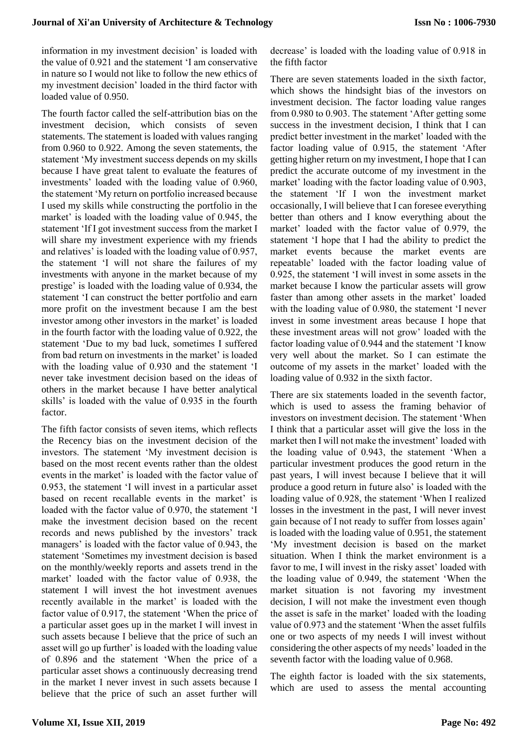information in my investment decision' is loaded with the value of 0.921 and the statement 'I am conservative in nature so I would not like to follow the new ethics of my investment decision' loaded in the third factor with loaded value of 0.950.

The fourth factor called the self-attribution bias on the investment decision, which consists of seven statements. The statement is loaded with values ranging from 0.960 to 0.922. Among the seven statements, the statement 'My investment success depends on my skills because I have great talent to evaluate the features of investments' loaded with the loading value of 0.960, the statement 'My return on portfolio increased because I used my skills while constructing the portfolio in the market' is loaded with the loading value of 0.945, the statement 'If I got investment success from the market I will share my investment experience with my friends and relatives' is loaded with the loading value of 0.957, the statement 'I will not share the failures of my investments with anyone in the market because of my prestige' is loaded with the loading value of 0.934, the statement 'I can construct the better portfolio and earn more profit on the investment because I am the best investor among other investors in the market' is loaded in the fourth factor with the loading value of 0.922, the statement 'Due to my bad luck, sometimes I suffered from bad return on investments in the market' is loaded with the loading value of 0.930 and the statement 'I never take investment decision based on the ideas of others in the market because I have better analytical skills' is loaded with the value of 0.935 in the fourth factor.

The fifth factor consists of seven items, which reflects the Recency bias on the investment decision of the investors. The statement 'My investment decision is based on the most recent events rather than the oldest events in the market' is loaded with the factor value of 0.953, the statement 'I will invest in a particular asset based on recent recallable events in the market' is loaded with the factor value of 0.970, the statement 'I make the investment decision based on the recent records and news published by the investors' track managers' is loaded with the factor value of 0.943, the statement 'Sometimes my investment decision is based on the monthly/weekly reports and assets trend in the market' loaded with the factor value of 0.938, the statement I will invest the hot investment avenues recently available in the market' is loaded with the factor value of 0.917, the statement 'When the price of a particular asset goes up in the market I will invest in such assets because I believe that the price of such an asset will go up further' is loaded with the loading value of 0.896 and the statement 'When the price of a particular asset shows a continuously decreasing trend in the market I never invest in such assets because I believe that the price of such an asset further will decrease' is loaded with the loading value of 0.918 in the fifth factor

There are seven statements loaded in the sixth factor, which shows the hindsight bias of the investors on investment decision. The factor loading value ranges from 0.980 to 0.903. The statement 'After getting some success in the investment decision, I think that I can predict better investment in the market' loaded with the factor loading value of 0.915, the statement 'After getting higher return on my investment, I hope that I can predict the accurate outcome of my investment in the market' loading with the factor loading value of 0.903, the statement 'If I won the investment market occasionally, I will believe that I can foresee everything better than others and I know everything about the market' loaded with the factor value of 0.979, the statement 'I hope that I had the ability to predict the market events because the market events are repeatable' loaded with the factor loading value of 0.925, the statement 'I will invest in some assets in the market because I know the particular assets will grow faster than among other assets in the market' loaded with the loading value of 0.980, the statement 'I never invest in some investment areas because I hope that these investment areas will not grow' loaded with the factor loading value of 0.944 and the statement 'I know very well about the market. So I can estimate the outcome of my assets in the market' loaded with the loading value of 0.932 in the sixth factor.

There are six statements loaded in the seventh factor, which is used to assess the framing behavior of investors on investment decision. The statement 'When I think that a particular asset will give the loss in the market then I will not make the investment' loaded with the loading value of 0.943, the statement 'When a particular investment produces the good return in the past years, I will invest because I believe that it will produce a good return in future also' is loaded with the loading value of 0.928, the statement 'When I realized losses in the investment in the past, I will never invest gain because of I not ready to suffer from losses again' is loaded with the loading value of 0.951, the statement 'My investment decision is based on the market situation. When I think the market environment is a favor to me, I will invest in the risky asset' loaded with the loading value of 0.949, the statement 'When the market situation is not favoring my investment decision, I will not make the investment even though the asset is safe in the market' loaded with the loading value of 0.973 and the statement 'When the asset fulfils one or two aspects of my needs I will invest without considering the other aspects of my needs' loaded in the seventh factor with the loading value of 0.968.

The eighth factor is loaded with the six statements, which are used to assess the mental accounting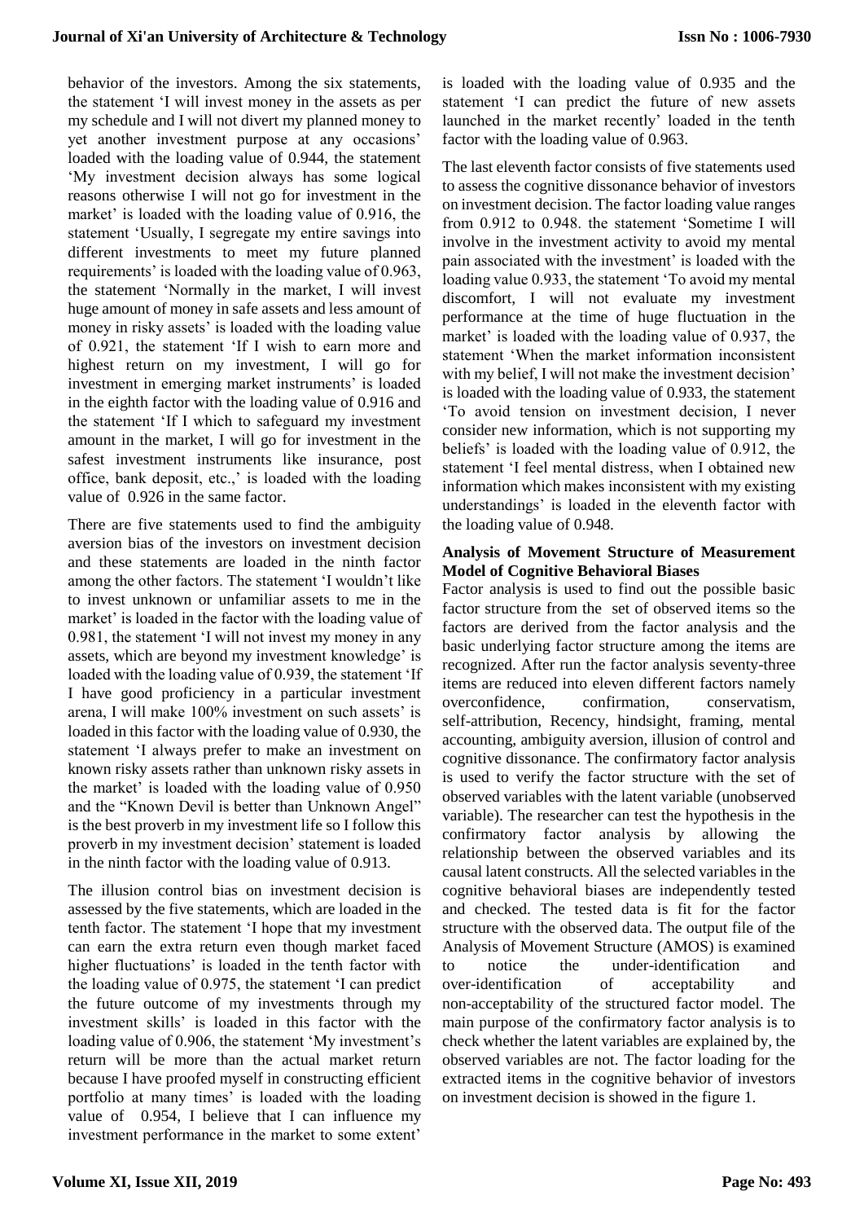behavior of the investors. Among the six statements, the statement 'I will invest money in the assets as per my schedule and I will not divert my planned money to yet another investment purpose at any occasions' loaded with the loading value of 0.944, the statement 'My investment decision always has some logical reasons otherwise I will not go for investment in the market' is loaded with the loading value of 0.916, the statement 'Usually, I segregate my entire savings into different investments to meet my future planned requirements' is loaded with the loading value of 0.963, the statement 'Normally in the market, I will invest huge amount of money in safe assets and less amount of money in risky assets' is loaded with the loading value of 0.921, the statement 'If I wish to earn more and highest return on my investment, I will go for investment in emerging market instruments' is loaded in the eighth factor with the loading value of 0.916 and the statement 'If I which to safeguard my investment amount in the market, I will go for investment in the safest investment instruments like insurance, post office, bank deposit, etc.,' is loaded with the loading value of 0.926 in the same factor.

There are five statements used to find the ambiguity aversion bias of the investors on investment decision and these statements are loaded in the ninth factor among the other factors. The statement 'I wouldn't like to invest unknown or unfamiliar assets to me in the market' is loaded in the factor with the loading value of 0.981, the statement 'I will not invest my money in any assets, which are beyond my investment knowledge' is loaded with the loading value of 0.939, the statement 'If I have good proficiency in a particular investment arena, I will make 100% investment on such assets' is loaded in this factor with the loading value of 0.930, the statement 'I always prefer to make an investment on known risky assets rather than unknown risky assets in the market' is loaded with the loading value of 0.950 and the "Known Devil is better than Unknown Angel" is the best proverb in my investment life so I follow this proverb in my investment decision' statement is loaded in the ninth factor with the loading value of 0.913.

The illusion control bias on investment decision is assessed by the five statements, which are loaded in the tenth factor. The statement 'I hope that my investment can earn the extra return even though market faced higher fluctuations' is loaded in the tenth factor with the loading value of 0.975, the statement 'I can predict the future outcome of my investments through my investment skills' is loaded in this factor with the loading value of 0.906, the statement 'My investment's return will be more than the actual market return because I have proofed myself in constructing efficient portfolio at many times' is loaded with the loading value of 0.954, I believe that I can influence my investment performance in the market to some extent' is loaded with the loading value of 0.935 and the statement 'I can predict the future of new assets launched in the market recently' loaded in the tenth factor with the loading value of 0.963.

The last eleventh factor consists of five statements used to assess the cognitive dissonance behavior of investors on investment decision. The factor loading value ranges from 0.912 to 0.948. the statement 'Sometime I will involve in the investment activity to avoid my mental pain associated with the investment' is loaded with the loading value 0.933, the statement 'To avoid my mental discomfort, I will not evaluate my investment performance at the time of huge fluctuation in the market' is loaded with the loading value of 0.937, the statement 'When the market information inconsistent with my belief, I will not make the investment decision' is loaded with the loading value of 0.933, the statement 'To avoid tension on investment decision, I never consider new information, which is not supporting my beliefs' is loaded with the loading value of 0.912, the statement 'I feel mental distress, when I obtained new information which makes inconsistent with my existing understandings' is loaded in the eleventh factor with the loading value of 0.948.

### Analysis of Movement Structure of Measurement Model of Cognitive Behavioral Biases

Factor analysis is used to find out the possible basic factor structure from the set of observed items so the factors are derived from the factor analysis and the basic underlying factor structure among the items are recognized. After run the factor analysis seventy-three items are reduced into eleven different factors namely overconfidence, confirmation, conservatism, self-attribution, Recency, hindsight, framing, mental accounting, ambiguity aversion, illusion of control and cognitive dissonance. The confirmatory factor analysis is used to verify the factor structure with the set of observed variables with the latent variable (unobserved variable). The researcher can test the hypothesis in the confirmatory factor analysis by allowing the relationship between the observed variables and its causal latent constructs. All the selected variables in the cognitive behavioral biases are independently tested and checked. The tested data is fit for the factor structure with the observed data. The output file of the Analysis of Movement Structure (AMOS) is examined to notice the under-identification and over-identification of acceptability and non-acceptability of the structured factor model. The main purpose of the confirmatory factor analysis is to check whether the latent variables are explained by, the observed variables are not. The factor loading for the extracted items in the cognitive behavior of investors on investment decision is showed in the figure 1.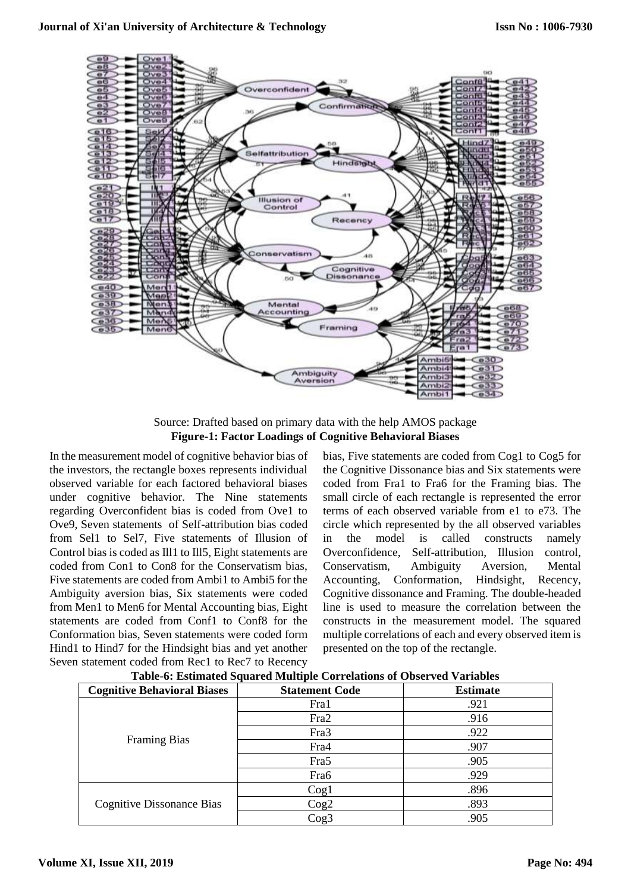Source: Drafted based on primary data with the help AMOS package

**Figure-1: Factor Loadings of Cognitive Behavioral Biases**

In the measurement model of cognitive behavior bias of the investors, the rectangle boxes represents individual observed variable for each factored behavioral biases under cognitive behavior. The Nine statements regarding Overconfident bias is coded from Ove1 to Ove9, Seven statements of Self-attribution bias coded from Sel1 to Sel7, Five statements of Illusion of Control bias is coded as Ill1 to Ill5, Eight statements are coded from Con1 to Con8 for the Conservatism bias, Five statements are coded from Ambi1 to Ambi5 for the Ambiguity aversion bias, Six statements were coded from Men1 to Men6 for Mental Accounting bias, Eight statements are coded from Conf1 to Conf8 for the Conformation bias, Seven statements were coded form Hind1 to Hind7 for the Hindsight bias and yet another Seven statement coded from Rec1 to Rec7 to Recency bias, Five statements are coded from Cog1 to Cog5 for the Cognitive Dissonance bias and Six statements were coded from Fra1 to Fra6 for the Framing bias. The small circle of each rectangle is represented the error terms of each observed variable from e1 to e73. The circle which represented by the all observed variables in the model is called constructs namely Overconfidence, Self-attribution, Illusion control, Conservatism, Ambiguity Aversion, Mental Accounting, Conformation, Hindsight, Recency, Cognitive dissonance and Framing. The double-headed line is used to measure the correlation between the constructs in the measurement model. The squared multiple correlations of each and every observed item is presented on the top of the rectangle.

**Table-6: Estimated Squared Multiple Correlations of Observed Variables**

| Cognitive Behavioral Biases | Statement Code | Estimate |
|---|---|---|
| Framing Bias | Fra1 | .921 |
| | Fra2 | .916 |
| | Fra3 | .922 |
| | Fra4 | .907 |
| | Fra5 | .905 |
| | Fra6 | .929 |
| Cognitive Dissonance Bias | Cog1 | .896 |
| | Cog2 | .893 |
| | Cog3 | .905 |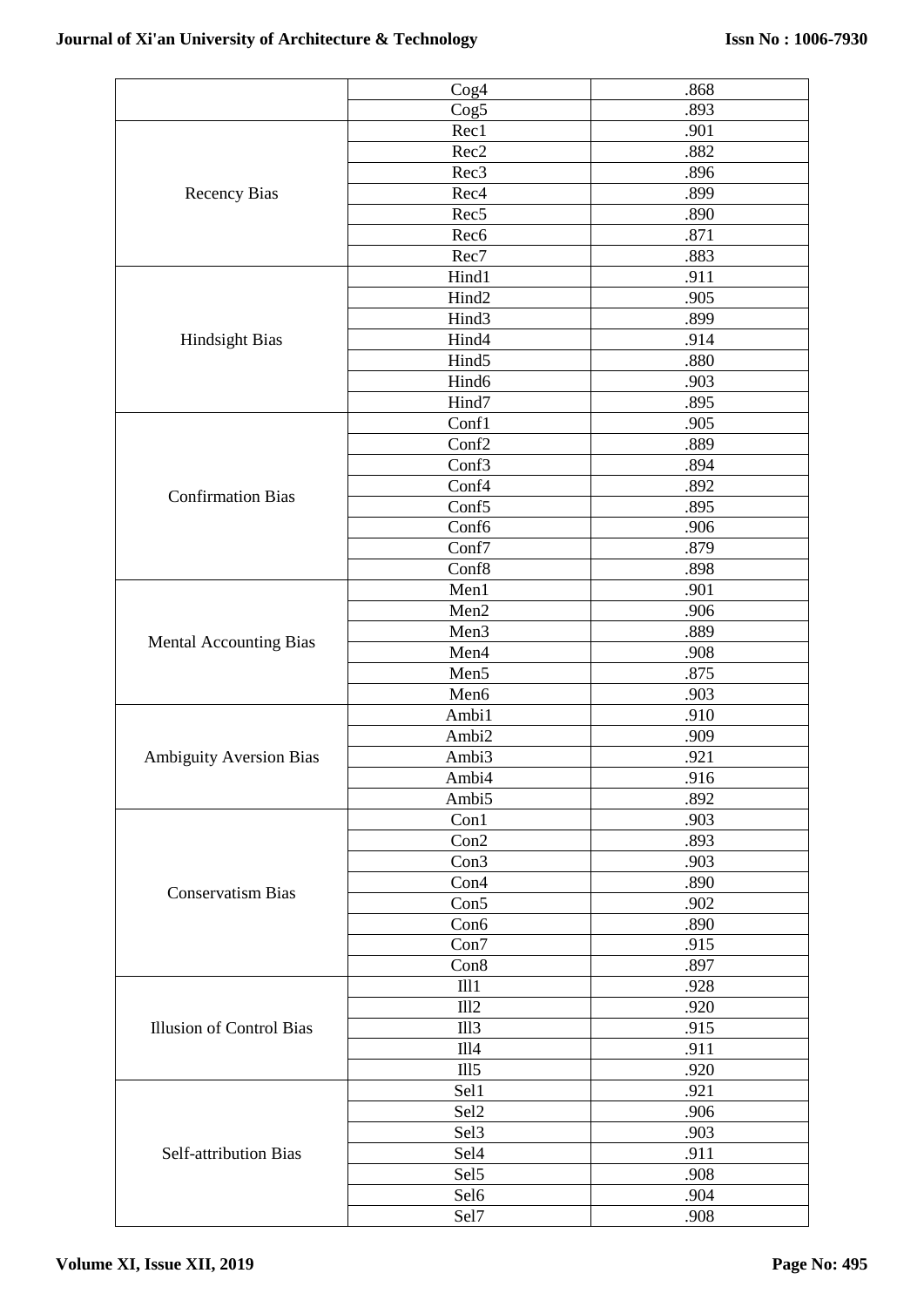| | | |
|---|---|---|
| | Cog4 | .868 |
| | Cog5 | .893 |
| Recency Bias | Rec1 | .901 |
| | Rec2 | .882 |
| | Rec3 | .896 |
| | Rec4 | .899 |
| | Rec5 | .890 |
| | Rec6 | .871 |
| | Rec7 | .883 |
| Hindsight Bias | Hind1 | .911 |
| | Hind2 | .905 |
| | Hind3 | .899 |
| | Hind4 | .914 |
| | Hind5 | .880 |
| | Hind6 | .903 |
| | Hind7 | .895 |
| Confirmation Bias | Conf1 | .905 |
| | Conf2 | .889 |
| | Conf3 | .894 |
| | Conf4 | .892 |
| | Conf5 | .895 |
| | Conf6 | .906 |
| | Conf7 | .879 |
| | Conf8 | .898 |
| Mental Accounting Bias | Men1 | .901 |
| | Men2 | .906 |
| | Men3 | .889 |
| | Men4 | .908 |
| | Men5 | .875 |
| | Men6 | .903 |
| Ambiguity Aversion Bias | Ambi1 | .910 |
| | Ambi2 | .909 |
| | Ambi3 | .921 |
| | Ambi4 | .916 |
| | Ambi5 | .892 |
| Conservatism Bias | Con1 | .903 |
| | Con2 | .893 |
| | Con3 | .903 |
| | Con4 | .890 |
| | Con5 | .902 |
| | Con6 | .890 |
| | Con7 | .915 |
| | Con8 | .897 |
| Illusion of Control Bias | Ill1 | .928 |
| | Ill2 | .920 |
| | Ill3 | .915 |
| | Ill4 | .911 |
| | Ill5 | .920 |
| Self-attribution Bias | Sel1 | .921 |
| | Sel2 | .906 |
| | Sel3 | .903 |
| | Sel4 | .911 |
| | Sel5 | .908 |
| | Sel6 | .904 |
| | Sel7 | .908 |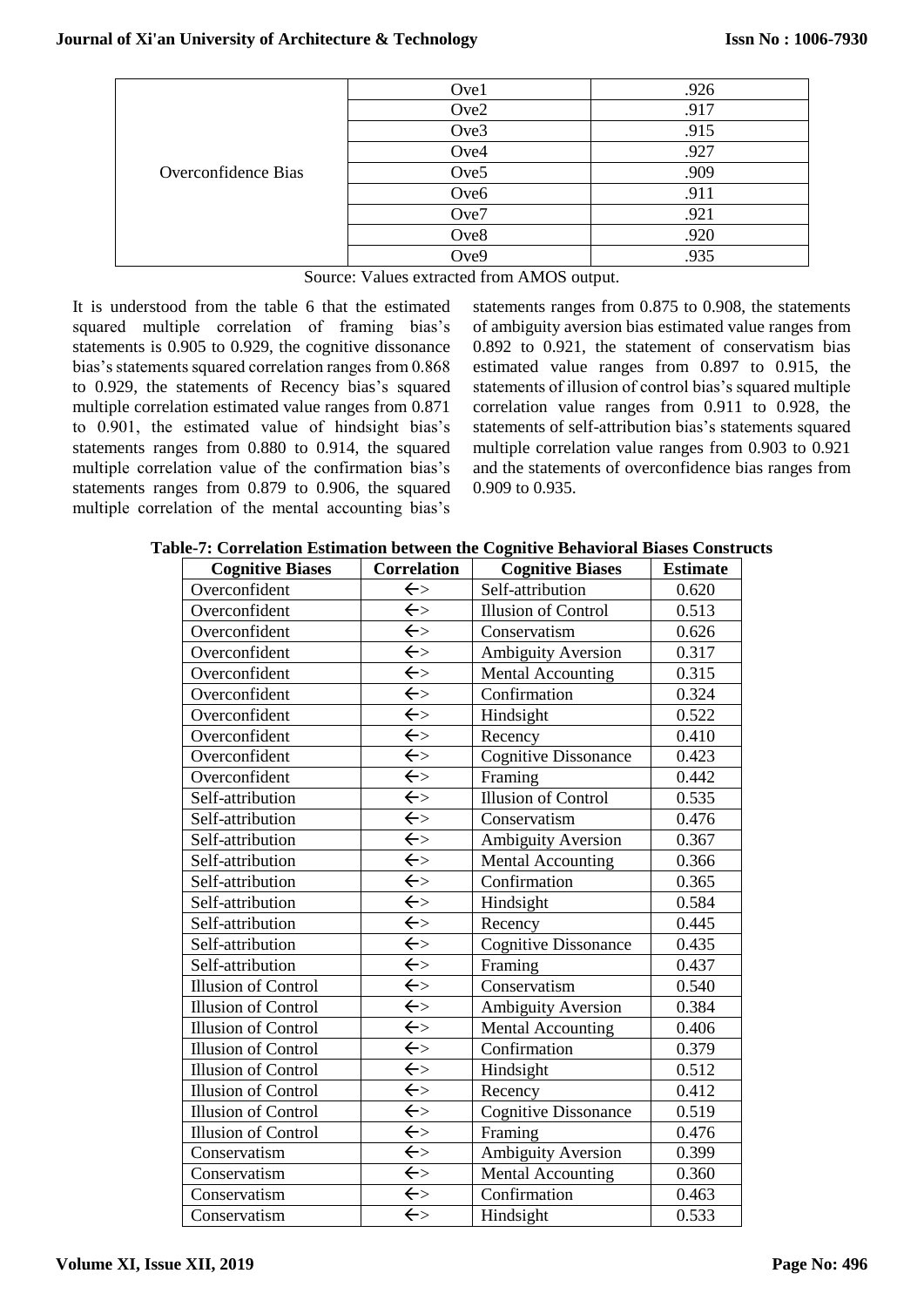| | Ove1 | .926 |
|---|---|---|
| | Ove2 | .917 |
| | Ove3 | .915 |
| | Ove4 | .927 |
| Overconfidence Bias | Ove5 | .909 |
| | Ove6 | .911 |
| | Ove7 | .921 |
| | Ove8 | .920 |
| | Ove9 | .935 |

Source: Values extracted from AMOS output.

It is understood from the table 6 that the estimated squared multiple correlation of framing bias's statements is 0.905 to 0.929, the cognitive dissonance bias's statements squared correlation ranges from 0.868 to 0.929, the statements of Recency bias's squared multiple correlation estimated value ranges from 0.871 to 0.901, the estimated value of hindsight bias's statements ranges from 0.880 to 0.914, the squared multiple correlation value of the confirmation bias's statements ranges from 0.879 to 0.906, the squared multiple correlation of the mental accounting bias's statements ranges from 0.875 to 0.908, the statements of ambiguity aversion bias estimated value ranges from 0.892 to 0.921, the statement of conservatism bias estimated value ranges from 0.897 to 0.915, the statements of illusion of control bias's squared multiple correlation value ranges from 0.911 to 0.928, the statements of self-attribution bias's statements squared multiple correlation value ranges from 0.903 to 0.921 and the statements of overconfidence bias ranges from 0.909 to 0.935.

**Table-7: Correlation Estimation between the Cognitive Behavioral Biases Constructs**

| Cognitive Biases | Correlation | Cognitive Biases | Estimate |
|---|---|---|---|
| Overconfident | <-> | Self-attribution | 0.620 |
| Overconfident | <-> | Illusion of Control | 0.513 |
| Overconfident | <-> | Conservatism | 0.626 |
| Overconfident | <-> | Ambiguity Aversion | 0.317 |
| Overconfident | <-> | Mental Accounting | 0.315 |
| Overconfident | <-> | Confirmation | 0.324 |
| Overconfident | <-> | Hindsight | 0.522 |
| Overconfident | <-> | Recency | 0.410 |
| Overconfident | <-> | Cognitive Dissonance | 0.423 |
| Overconfident | <-> | Framing | 0.442 |
| Self-attribution | <-> | Illusion of Control | 0.535 |
| Self-attribution | <-> | Conservatism | 0.476 |
| Self-attribution | <-> | Ambiguity Aversion | 0.367 |
| Self-attribution | <-> | Mental Accounting | 0.366 |
| Self-attribution | <-> | Confirmation | 0.365 |
| Self-attribution | <-> | Hindsight | 0.584 |
| Self-attribution | <-> | Recency | 0.445 |
| Self-attribution | <-> | Cognitive Dissonance | 0.435 |
| Self-attribution | <-> | Framing | 0.437 |
| Illusion of Control | <-> | Conservatism | 0.540 |
| Illusion of Control | <-> | Ambiguity Aversion | 0.384 |
| Illusion of Control | <-> | Mental Accounting | 0.406 |
| Illusion of Control | <-> | Confirmation | 0.379 |
| Illusion of Control | <-> | Hindsight | 0.512 |
| Illusion of Control | <-> | Recency | 0.412 |
| Illusion of Control | <-> | Cognitive Dissonance | 0.519 |
| Illusion of Control | <-> | Framing | 0.476 |
| Conservatism | <-> | Ambiguity Aversion | 0.399 |
| Conservatism | <-> | Mental Accounting | 0.360 |
| Conservatism | <-> | Confirmation | 0.463 |
| Conservatism | <-> | Hindsight | 0.533 |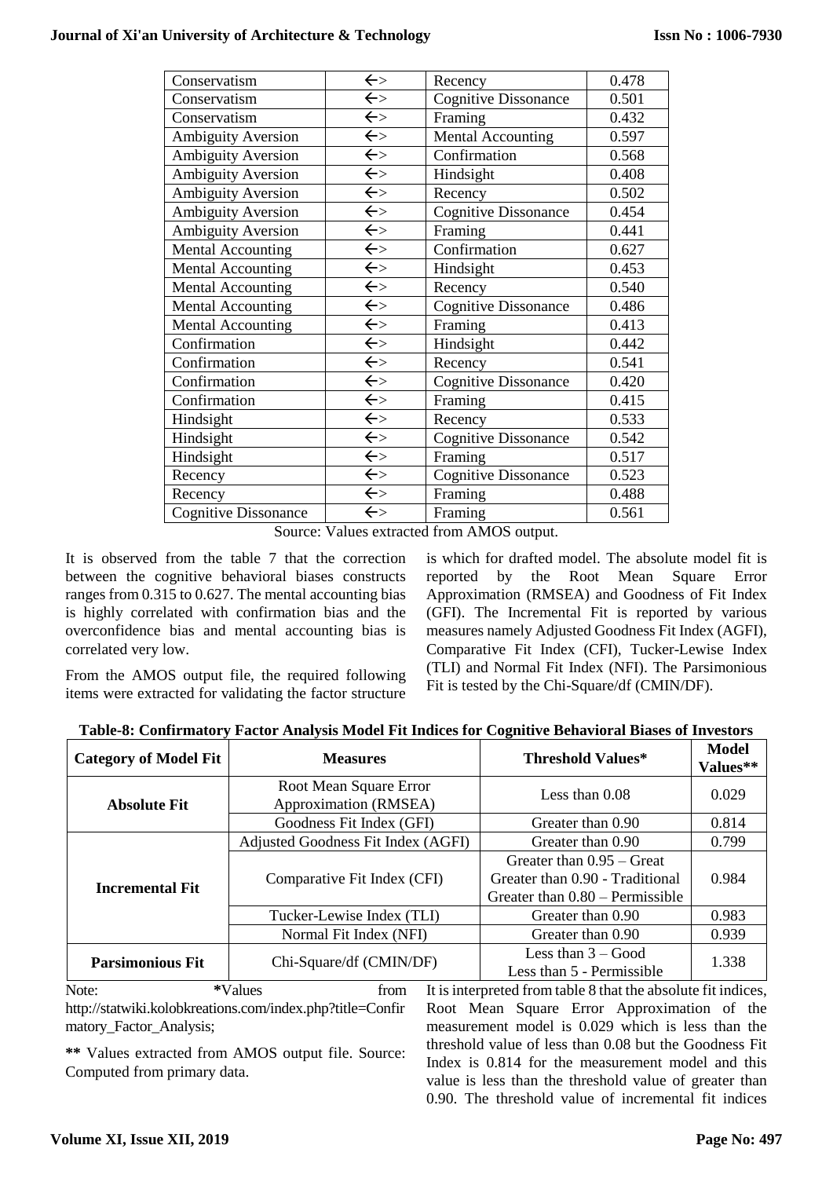| Conservatism | ←> | Recency | 0.478 |
|---|---|---|---|
| Conservatism | ←> | Cognitive Dissonance | 0.501 |
| Conservatism | ←> | Framing | 0.432 |
| Ambiguity Aversion | ←> | Mental Accounting | 0.597 |
| Ambiguity Aversion | ←> | Confirmation | 0.568 |
| Ambiguity Aversion | ←> | Hindsight | 0.408 |
| Ambiguity Aversion | ←> | Recency | 0.502 |
| Ambiguity Aversion | ←> | Cognitive Dissonance | 0.454 |
| Ambiguity Aversion | ←> | Framing | 0.441 |
| Mental Accounting | ←> | Confirmation | 0.627 |
| Mental Accounting | ←> | Hindsight | 0.453 |
| Mental Accounting | ←> | Recency | 0.540 |
| Mental Accounting | ←> | Cognitive Dissonance | 0.486 |
| Mental Accounting | ←> | Framing | 0.413 |
| Confirmation | ←> | Hindsight | 0.442 |
| Confirmation | ←> | Recency | 0.541 |
| Confirmation | ←> | Cognitive Dissonance | 0.420 |
| Confirmation | ←> | Framing | 0.415 |
| Hindsight | ←> | Recency | 0.533 |
| Hindsight | ←> | Cognitive Dissonance | 0.542 |
| Hindsight | ←> | Framing | 0.517 |
| Recency | ←> | Cognitive Dissonance | 0.523 |
| Recency | ←> | Framing | 0.488 |
| Cognitive Dissonance | ←> | Framing | 0.561 |

Source: Values extracted from AMOS output.

It is observed from the table 7 that the correction between the cognitive behavioral biases constructs ranges from 0.315 to 0.627. The mental accounting bias is highly correlated with confirmation bias and the overconfidence bias and mental accounting bias is correlated very low.

From the AMOS output file, the required following items were extracted for validating the factor structure is which for drafted model. The absolute model fit is reported by the Root Mean Square Error Approximation (RMSEA) and Goodness of Fit Index (GFI). The Incremental Fit is reported by various measures namely Adjusted Goodness Fit Index (AGFI), Comparative Fit Index (CFI), Tucker-Lewise Index (TLI) and Normal Fit Index (NFI). The Parsimonious Fit is tested by the Chi-Square/df (CMIN/DF).

**Table-8: Confirmatory Factor Analysis Model Fit Indices for Cognitive Behavioral Biases of Investors**

| Category of Model Fit | Measures | Threshold Values* | Model Values** |
|---|---|---|---|
| Absolute Fit | Root Mean Square Error Approximation (RMSEA) | Less than 0.08 | 0.029 |
| | Goodness Fit Index (GFI) | Greater than 0.90 | 0.814 |
| Incremental Fit | Adjusted Goodness Fit Index (AGFI) | Greater than 0.90 | 0.799 |
| | Comparative Fit Index (CFI) | Greater than 0.95 – Great<br>Greater than 0.90 - Traditional<br>Greater than 0.80 – Permissible | 0.984 |
| | Tucker-Lewise Index (TLI) | Greater than 0.90 | 0.983 |
| | Normal Fit Index (NFI) | Greater than 0.90 | 0.939 |
| Parsimonious Fit | Chi-Square/df (CMIN/DF) | Less than 3 – Good<br>Less than 5 - Permissible | 1.338 |

Note: *Values from http://statwiki.kolobkreations.com/index.php?title=Confirmatory_Factor_Analysis;

** Values extracted from AMOS output file. Source: Computed from primary data.

It is interpreted from table 8 that the absolute fit indices, Root Mean Square Error Approximation of the measurement model is 0.029 which is less than the threshold value of less than 0.08 but the Goodness Fit Index is 0.814 for the measurement model and this value is less than the threshold value of greater than 0.90. The threshold value of incremental fit indices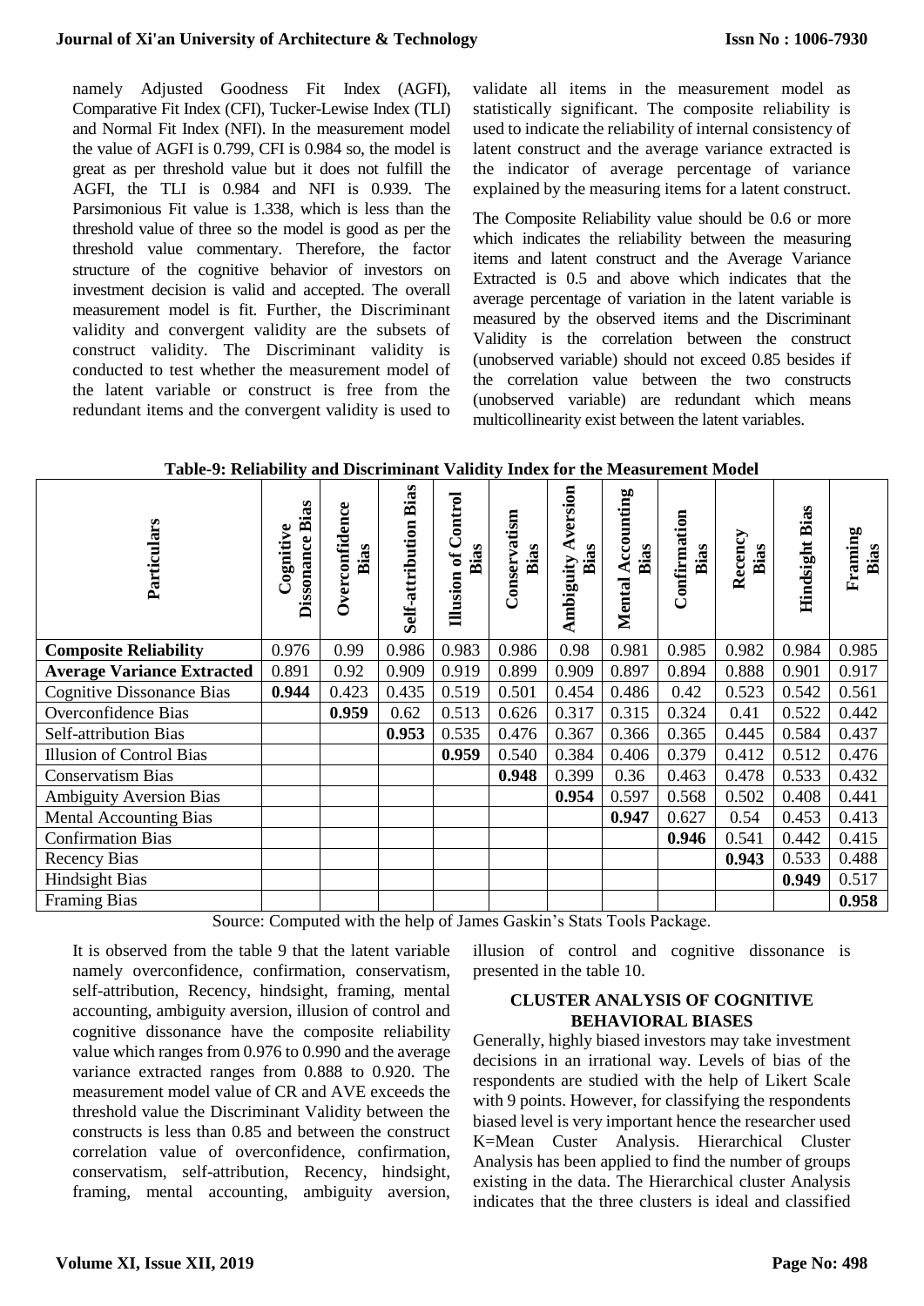namely Adjusted Goodness Fit Index (AGFI), Comparative Fit Index (CFI), Tucker-Lewise Index (TLI) and Normal Fit Index (NFI). In the measurement model the value of AGFI is 0.799, CFI is 0.984 so, the model is great as per threshold value but it does not fulfill the AGFI, the TLI is 0.984 and NFI is 0.939. The Parsimonious Fit value is 1.338, which is less than the threshold value of three so the model is good as per the threshold value commentary. Therefore, the factor structure of the cognitive behavior of investors on investment decision is valid and accepted. The overall measurement model is fit. Further, the Discriminant validity and convergent validity are the subsets of construct validity. The Discriminant validity is conducted to test whether the measurement model of the latent variable or construct is free from the redundant items and the convergent validity is used to validate all items in the measurement model as statistically significant. The composite reliability is used to indicate the reliability of internal consistency of latent construct and the average variance extracted is the indicator of average percentage of variance explained by the measuring items for a latent construct.

The Composite Reliability value should be 0.6 or more which indicates the reliability between the measuring items and latent construct and the Average Variance Extracted is 0.5 and above which indicates that the average percentage of variation in the latent variable is measured by the observed items and the Discriminant Validity is the correlation between the construct (unobserved variable) should not exceed 0.85 besides if the correlation value between the two constructs (unobserved variable) are redundant which means multicollinearity exist between the latent variables.

**Table-9: Reliability and Discriminant Validity Index for the Measurement Model**

| Particulars | Cognitive Dissonance Bias | Overconfidence Bias | Self-attribution Bias | Illusion of Control Bias | Conservatism Bias | Ambiguity Aversion Bias | Mental Accounting Bias | Confirmation Bias | Recency Bias | Hindsight Bias | Framing Bias |
|---|---|---|---|---|---|---|---|---|---|---|---|
| **Composite Reliability** | 0.976 | 0.99 | 0.986 | 0.983 | 0.986 | 0.98 | 0.981 | 0.985 | 0.982 | 0.984 | 0.985 |
| **Average Variance Extracted** | 0.891 | 0.92 | 0.909 | 0.919 | 0.899 | 0.909 | 0.897 | 0.894 | 0.888 | 0.901 | 0.917 |
| Cognitive Dissonance Bias | **0.944** | 0.423 | 0.435 | 0.519 | 0.501 | 0.454 | 0.486 | 0.42 | 0.523 | 0.542 | 0.561 |
| Overconfidence Bias | | **0.959** | 0.62 | 0.513 | 0.626 | 0.317 | 0.315 | 0.324 | 0.41 | 0.522 | 0.442 |
| Self-attribution Bias | | | **0.953** | 0.535 | 0.476 | 0.367 | 0.366 | 0.365 | 0.445 | 0.584 | 0.437 |
| Illusion of Control Bias | | | | **0.959** | 0.540 | 0.384 | 0.406 | 0.379 | 0.412 | 0.512 | 0.476 |
| Conservatism Bias | | | | | **0.948** | 0.399 | 0.36 | 0.463 | 0.478 | 0.533 | 0.432 |
| Ambiguity Aversion Bias | | | | | | **0.954** | 0.597 | 0.568 | 0.502 | 0.408 | 0.441 |
| Mental Accounting Bias | | | | | | | **0.947** | 0.627 | 0.54 | 0.453 | 0.413 |
| Confirmation Bias | | | | | | | | **0.946** | 0.541 | 0.442 | 0.415 |
| Recency Bias | | | | | | | | | **0.943** | 0.533 | 0.488 |
| Hindsight Bias | | | | | | | | | | **0.949** | 0.517 |
| Framing Bias | | | | | | | | | | | **0.958** |

Source: Computed with the help of James Gaskin's Stats Tools Package.

It is observed from the table 9 that the latent variable namely overconfidence, confirmation, conservatism, self-attribution, Recency, hindsight, framing, mental accounting, ambiguity aversion, illusion of control and cognitive dissonance have the composite reliability value which ranges from 0.976 to 0.990 and the average variance extracted ranges from 0.888 to 0.920. The measurement model value of CR and AVE exceeds the threshold value the Discriminant Validity between the constructs is less than 0.85 and between the construct correlation value of overconfidence, confirmation, conservatism, self-attribution, Recency, hindsight, framing, mental accounting, ambiguity aversion, illusion of control and cognitive dissonance is presented in the table 10.

## CLUSTER ANALYSIS OF COGNITIVE BEHAVIORAL BIASES

Generally, highly biased investors may take investment decisions in an irrational way. Levels of bias of the respondents are studied with the help of Likert Scale with 9 points. However, for classifying the respondents biased level is very important hence the researcher used K=Mean Custer Analysis. Hierarchical Cluster Analysis has been applied to find the number of groups existing in the data. The Hierarchical cluster Analysis indicates that the three clusters is ideal and classified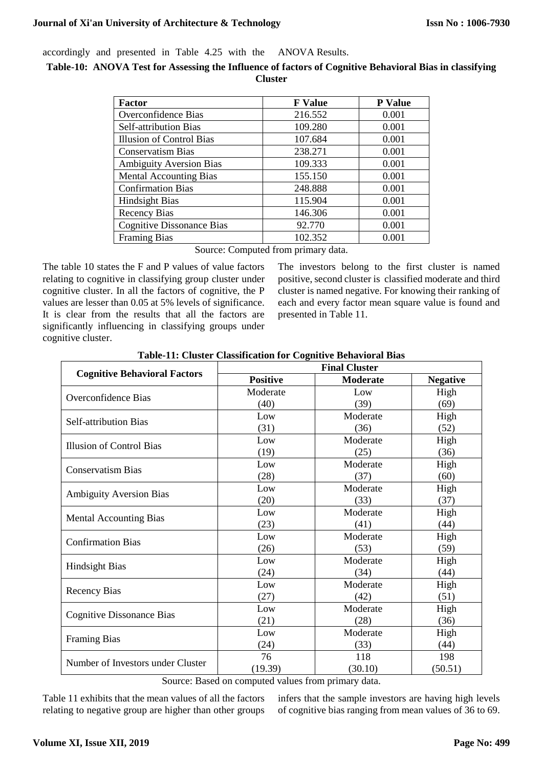accordingly and presented in Table 4.25 with the ANOVA Results.

**Table-10: ANOVA Test for Assessing the Influence of factors of Cognitive Behavioral Bias in classifying Cluster**

| Factor | F Value | P Value |
|---|---|---|
| Overconfidence Bias | 216.552 | 0.001 |
| Self-attribution Bias | 109.280 | 0.001 |
| Illusion of Control Bias | 107.684 | 0.001 |
| Conservatism Bias | 238.271 | 0.001 |
| Ambiguity Aversion Bias | 109.333 | 0.001 |
| Mental Accounting Bias | 155.150 | 0.001 |
| Confirmation Bias | 248.888 | 0.001 |
| Hindsight Bias | 115.904 | 0.001 |
| Recency Bias | 146.306 | 0.001 |
| Cognitive Dissonance Bias | 92.770 | 0.001 |
| Framing Bias | 102.352 | 0.001 |

Source: Computed from primary data.

The table 10 states the F and P values of value factors relating to cognitive in classifying group cluster under cognitive cluster. In all the factors of cognitive, the P values are lesser than 0.05 at 5% levels of significance. It is clear from the results that all the factors are significantly influencing in classifying groups under cognitive cluster.

The investors belong to the first cluster is named positive, second cluster is classified moderate and third cluster is named negative. For knowing their ranking of each and every factor mean square value is found and presented in Table 11.

**Table-11: Cluster Classification for Cognitive Behavioral Bias**

| Cognitive Behavioral Factors | Final Cluster | | |
|---|---|---|---|
| | Positive | Moderate | Negative |
| Overconfidence Bias | Moderate (40) | Low (39) | High (69) |
| Self-attribution Bias | Low (31) | Moderate (36) | High (52) |
| Illusion of Control Bias | Low (19) | Moderate (25) | High (36) |
| Conservatism Bias | Low (28) | Moderate (37) | High (60) |
| Ambiguity Aversion Bias | Low (20) | Moderate (33) | High (37) |
| Mental Accounting Bias | Low (23) | Moderate (41) | High (44) |
| Confirmation Bias | Low (26) | Moderate (53) | High (59) |
| Hindsight Bias | Low (24) | Moderate (34) | High (44) |
| Recency Bias | Low (27) | Moderate (42) | High (51) |
| Cognitive Dissonance Bias | Low (21) | Moderate (28) | High (36) |
| Framing Bias | Low (24) | Moderate (33) | High (44) |
| Number of Investors under Cluster | 76 (19.39) | 118 (30.10) | 198 (50.51) |

Source: Based on computed values from primary data.

Table 11 exhibits that the mean values of all the factors relating to negative group are higher than other groups infers that the sample investors are having high levels of cognitive bias ranging from mean values of 36 to 69.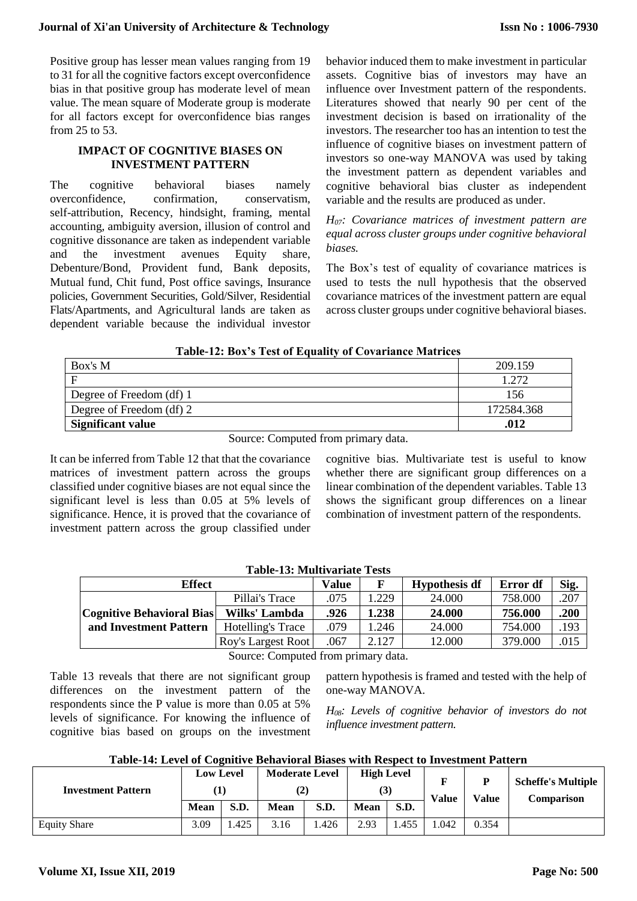Positive group has lesser mean values ranging from 19 to 31 for all the cognitive factors except overconfidence bias in that positive group has moderate level of mean value. The mean square of Moderate group is moderate for all factors except for overconfidence bias ranges from 25 to 53.

## IMPACT OF COGNITIVE BIASES ON INVESTMENT PATTERN

The cognitive behavioral biases namely overconfidence, confirmation, conservatism, self-attribution, Recency, hindsight, framing, mental accounting, ambiguity aversion, illusion of control and cognitive dissonance are taken as independent variable and the investment avenues Equity share, Debenture/Bond, Provident fund, Bank deposits, Mutual fund, Chit fund, Post office savings, Insurance policies, Government Securities, Gold/Silver, Residential Flats/Apartments, and Agricultural lands are taken as dependent variable because the individual investor behavior induced them to make investment in particular assets. Cognitive bias of investors may have an influence over Investment pattern of the respondents. Literatures showed that nearly 90 per cent of the investment decision is based on irrationality of the investors. The researcher too has an intention to test the influence of cognitive biases on investment pattern of investors so one-way MANOVA was used by taking the investment pattern as dependent variables and cognitive behavioral bias cluster as independent variable and the results are produced as under.

*$H_{07}$: Covariance matrices of investment pattern are equal across cluster groups under cognitive behavioral biases.*

The Box's test of equality of covariance matrices is used to tests the null hypothesis that the observed covariance matrices of the investment pattern are equal across cluster groups under cognitive behavioral biases.

**Table-12: Box's Test of Equality of Covariance Matrices**

| | |
|---|---|
| Box's M | 209.159 |
| F | 1.272 |
| Degree of Freedom (df) 1 | 156 |
| Degree of Freedom (df) 2 | 172584.368 |
| **Significant value** | **.012** |

Source: Computed from primary data.

It can be inferred from Table 12 that that the covariance matrices of investment pattern across the groups classified under cognitive biases are not equal since the significant level is less than 0.05 at 5% levels of significance. Hence, it is proved that the covariance of investment pattern across the group classified under cognitive bias. Multivariate test is useful to know whether there are significant group differences on a linear combination of the dependent variables. Table 13 shows the significant group differences on a linear combination of investment pattern of the respondents.

**Table-13: Multivariate Tests**

| Effect | | Value | F | Hypothesis df | Error df | Sig. |
|---|---|---|---|---|---|---|
| **Cognitive Behavioral Bias and Investment Pattern** | Pillai's Trace | .075 | 1.229 | 24.000 | 758.000 | .207 |
| | **Wilks' Lambda** | **.926** | **1.238** | **24.000** | **756.000** | **.200** |
| | Hotelling's Trace | .079 | 1.246 | 24.000 | 754.000 | .193 |
| | Roy's Largest Root | .067 | 2.127 | 12.000 | 379.000 | .015 |

Source: Computed from primary data.

Table 13 reveals that there are not significant group differences on the investment pattern of the respondents since the P value is more than 0.05 at 5% levels of significance. For knowing the influence of cognitive bias based on groups on the investment pattern hypothesis is framed and tested with the help of one-way MANOVA.

*$H_{08}$: Levels of cognitive behavior of investors do not influence investment pattern.*

**Table-14: Level of Cognitive Behavioral Biases with Respect to Investment Pattern**

| Investment Pattern | Low Level (1) | | Moderate Level (2) | | High Level (3) | | F Value | P Value | Scheffe's Multiple Comparison |
|---|---|---|---|---|---|---|---|---|---|
| | Mean | S.D. | Mean | S.D. | Mean | S.D. | | | |
| Equity Share | 3.09 | 1.425 | 3.16 | 1.426 | 2.93 | 1.455 | 1.042 | 0.354 | |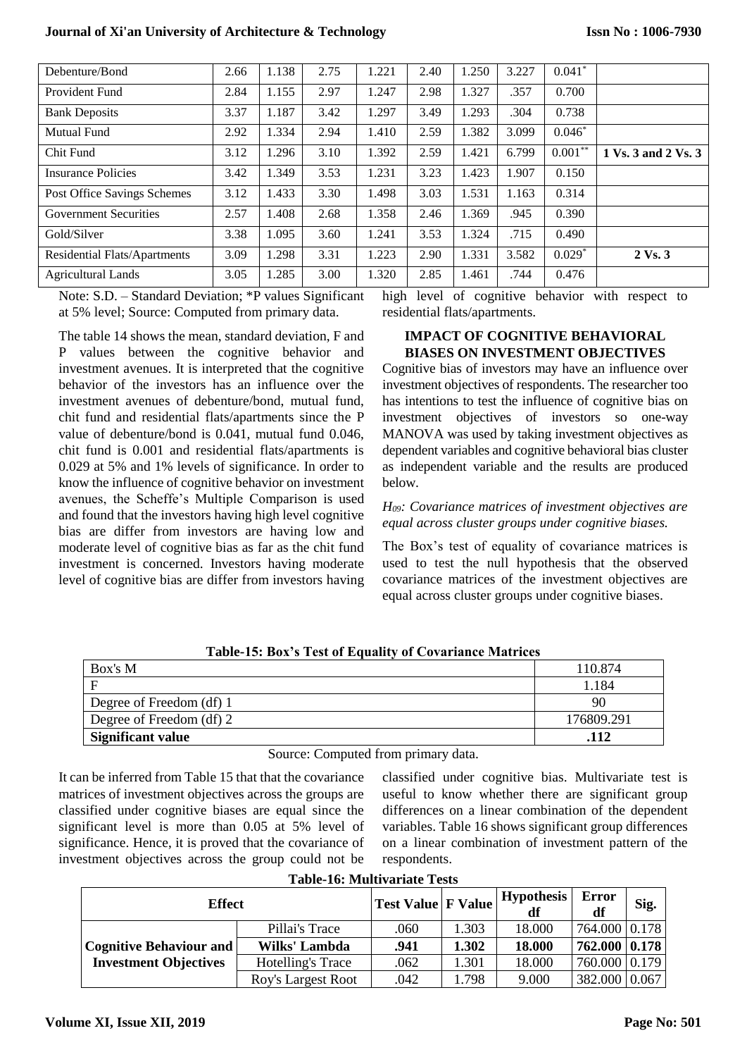| Debenture/Bond | 2.66 | 1.138 | 2.75 | 1.221 | 2.40 | 1.250 | 3.227 | 0.041* | |
|---|---|---|---|---|---|---|---|---|---|
| Provident Fund | 2.84 | 1.155 | 2.97 | 1.247 | 2.98 | 1.327 | .357 | 0.700 | |
| Bank Deposits | 3.37 | 1.187 | 3.42 | 1.297 | 3.49 | 1.293 | .304 | 0.738 | |
| Mutual Fund | 2.92 | 1.334 | 2.94 | 1.410 | 2.59 | 1.382 | 3.099 | 0.046* | |
| Chit Fund | 3.12 | 1.296 | 3.10 | 1.392 | 2.59 | 1.421 | 6.799 | 0.001** | **1 Vs. 3 and 2 Vs. 3** |
| Insurance Policies | 3.42 | 1.349 | 3.53 | 1.231 | 3.23 | 1.423 | 1.907 | 0.150 | |
| Post Office Savings Schemes | 3.12 | 1.433 | 3.30 | 1.498 | 3.03 | 1.531 | 1.163 | 0.314 | |
| Government Securities | 2.57 | 1.408 | 2.68 | 1.358 | 2.46 | 1.369 | .945 | 0.390 | |
| Gold/Silver | 3.38 | 1.095 | 3.60 | 1.241 | 3.53 | 1.324 | .715 | 0.490 | |
| Residential Flats/Apartments | 3.09 | 1.298 | 3.31 | 1.223 | 2.90 | 1.331 | 3.582 | 0.029* | **2 Vs. 3** |
| Agricultural Lands | 3.05 | 1.285 | 3.00 | 1.320 | 2.85 | 1.461 | .744 | 0.476 | |

Note: S.D. – Standard Deviation; *P values Significant at 5% level; Source: Computed from primary data.

The table 14 shows the mean, standard deviation, F and P values between the cognitive behavior and investment avenues. It is interpreted that the cognitive behavior of the investors has an influence over the investment avenues of debenture/bond, mutual fund, chit fund and residential flats/apartments since the P value of debenture/bond is 0.041, mutual fund 0.046, chit fund is 0.001 and residential flats/apartments is 0.029 at 5% and 1% levels of significance. In order to know the influence of cognitive behavior on investment avenues, the Scheffe's Multiple Comparison is used and found that the investors having high level cognitive bias are differ from investors are having low and moderate level of cognitive bias as far as the chit fund investment is concerned. Investors having moderate level of cognitive bias are differ from investors having high level of cognitive behavior with respect to residential flats/apartments.

## IMPACT OF COGNITIVE BEHAVIORAL BIASES ON INVESTMENT OBJECTIVES

Cognitive bias of investors may have an influence over investment objectives of respondents. The researcher too has intentions to test the influence of cognitive bias on investment objectives of investors so one-way MANOVA was used by taking investment objectives as dependent variables and cognitive behavioral bias cluster as independent variable and the results are produced below.

*$H_{09}$: Covariance matrices of investment objectives are equal across cluster groups under cognitive biases.*

The Box's test of equality of covariance matrices is used to test the null hypothesis that the observed covariance matrices of the investment objectives are equal across cluster groups under cognitive biases.

**Table-15: Box's Test of Equality of Covariance Matrices**

| | |
|---|---|
| Box's M | 110.874 |
| F | 1.184 |
| Degree of Freedom (df) 1 | 90 |
| Degree of Freedom (df) 2 | 176809.291 |
| **Significant value** | **.112** |

Source: Computed from primary data.

It can be inferred from Table 15 that that the covariance matrices of investment objectives across the groups are classified under cognitive biases are equal since the significant level is more than 0.05 at 5% level of significance. Hence, it is proved that the covariance of investment objectives across the group could not be classified under cognitive bias. Multivariate test is useful to know whether there are significant group differences on a linear combination of the dependent variables. Table 16 shows significant group differences on a linear combination of investment pattern of the respondents.

**Table-16: Multivariate Tests**

| Effect | | Test Value | F Value | Hypothesis df | Error df | Sig. |
|---|---|---|---|---|---|---|
| **Cognitive Behaviour and Investment Objectives** | Pillai's Trace | .060 | 1.303 | 18.000 | 764.000 | 0.178 |
| | **Wilks' Lambda** | **.941** | **1.302** | **18.000** | **762.000** | **0.178** |
| | Hotelling's Trace | .062 | 1.301 | 18.000 | 760.000 | 0.179 |
| | Roy's Largest Root | .042 | 1.798 | 9.000 | 382.000 | 0.067 |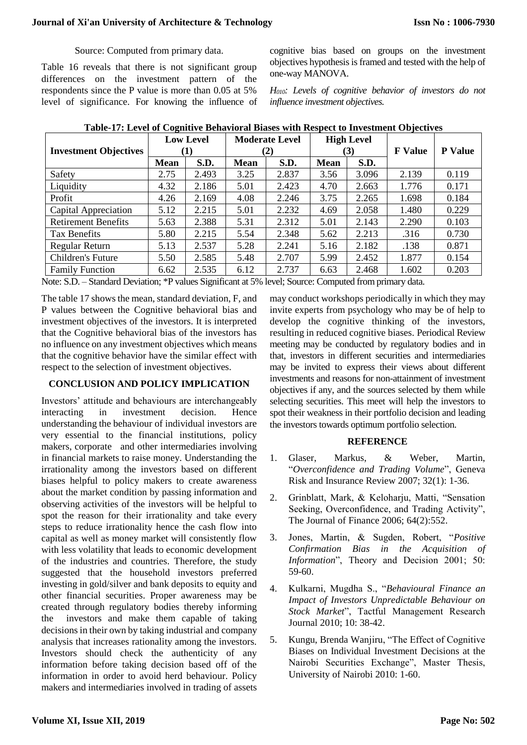Source: Computed from primary data.

Table 16 reveals that there is not significant group differences on the investment pattern of the respondents since the P value is more than 0.05 at 5% level of significance. For knowing the influence of cognitive bias based on groups on the investment objectives hypothesis is framed and tested with the help of one-way MANOVA.

*$H_{010}$: Levels of cognitive behavior of investors do not influence investment objectives.*

**Table-17: Level of Cognitive Behavioral Biases with Respect to Investment Objectives**

| Investment Objectives | Low Level (1) | | Moderate Level (2) | | High Level (3) | | F Value | P Value |
|---|---|---|---|---|---|---|---|---|
| | Mean | S.D. | Mean | S.D. | Mean | S.D. | | |
| Safety | 2.75 | 2.493 | 3.25 | 2.837 | 3.56 | 3.096 | 2.139 | 0.119 |
| Liquidity | 4.32 | 2.186 | 5.01 | 2.423 | 4.70 | 2.663 | 1.776 | 0.171 |
| Profit | 4.26 | 2.169 | 4.08 | 2.246 | 3.75 | 2.265 | 1.698 | 0.184 |
| Capital Appreciation | 5.12 | 2.215 | 5.01 | 2.232 | 4.69 | 2.058 | 1.480 | 0.229 |
| Retirement Benefits | 5.63 | 2.388 | 5.31 | 2.312 | 5.01 | 2.143 | 2.290 | 0.103 |
| Tax Benefits | 5.80 | 2.215 | 5.54 | 2.348 | 5.62 | 2.213 | .316 | 0.730 |
| Regular Return | 5.13 | 2.537 | 5.28 | 2.241 | 5.16 | 2.182 | .138 | 0.871 |
| Children's Future | 5.50 | 2.585 | 5.48 | 2.707 | 5.99 | 2.452 | 1.877 | 0.154 |
| Family Function | 6.62 | 2.535 | 6.12 | 2.737 | 6.63 | 2.468 | 1.602 | 0.203 |

Note: S.D. – Standard Deviation; *P values Significant at 5% level; Source: Computed from primary data.

The table 17 shows the mean, standard deviation, F, and P values between the Cognitive behavioral bias and investment objectives of the investors. It is interpreted that the Cognitive behavioral bias of the investors has no influence on any investment objectives which means that the cognitive behavior have the similar effect with respect to the selection of investment objectives.

## CONCLUSION AND POLICY IMPLICATION

Investors' attitude and behaviours are interchangeably interacting in investment decision. Hence understanding the behaviour of individual investors are very essential to the financial institutions, policy makers, corporate and other intermediaries involving in financial markets to raise money. Understanding the irrationality among the investors based on different biases helpful to policy makers to create awareness about the market condition by passing information and observing activities of the investors will be helpful to spot the reason for their irrationality and take every steps to reduce irrationality hence the cash flow into capital as well as money market will consistently flow with less volatility that leads to economic development of the industries and countries. Therefore, the study suggested that the household investors preferred investing in gold/silver and bank deposits to equity and other financial securities. Proper awareness may be created through regulatory bodies thereby informing the investors and make them capable of taking decisions in their own by taking industrial and company analysis that increases rationality among the investors. Investors should check the authenticity of any information before taking decision based off of the information in order to avoid herd behaviour. Policy makers and intermediaries involved in trading of assets may conduct workshops periodically in which they may invite experts from psychology who may be of help to develop the cognitive thinking of the investors, resulting in reduced cognitive biases. Periodical Review meeting may be conducted by regulatory bodies and in that, investors in different securities and intermediaries may be invited to express their views about different investments and reasons for non-attainment of investment objectives if any, and the sources selected by them while selecting securities. This meet will help the investors to spot their weakness in their portfolio decision and leading the investors towards optimum portfolio selection.

## REFERENCE

1. Glaser, Markus, & Weber, Martin, "*Overconfidence and Trading Volume*", Geneva Risk and Insurance Review 2007; 32(1): 1-36.
2. Grinblatt, Mark, & Keloharju, Matti, "Sensation Seeking, Overconfidence, and Trading Activity", The Journal of Finance 2006; 64(2):552.
3. Jones, Martin, & Sugden, Robert, "*Positive Confirmation Bias in the Acquisition of Information*", Theory and Decision 2001; 50: 59-60.
4. Kulkarni, Mugdha S., "*Behavioural Finance an Impact of Investors Unpredictable Behaviour on Stock Market*", Tactful Management Research Journal 2010; 10: 38-42.
5. Kungu, Brenda Wanjiru, "The Effect of Cognitive Biases on Individual Investment Decisions at the Nairobi Securities Exchange", Master Thesis, University of Nairobi 2010: 1-60.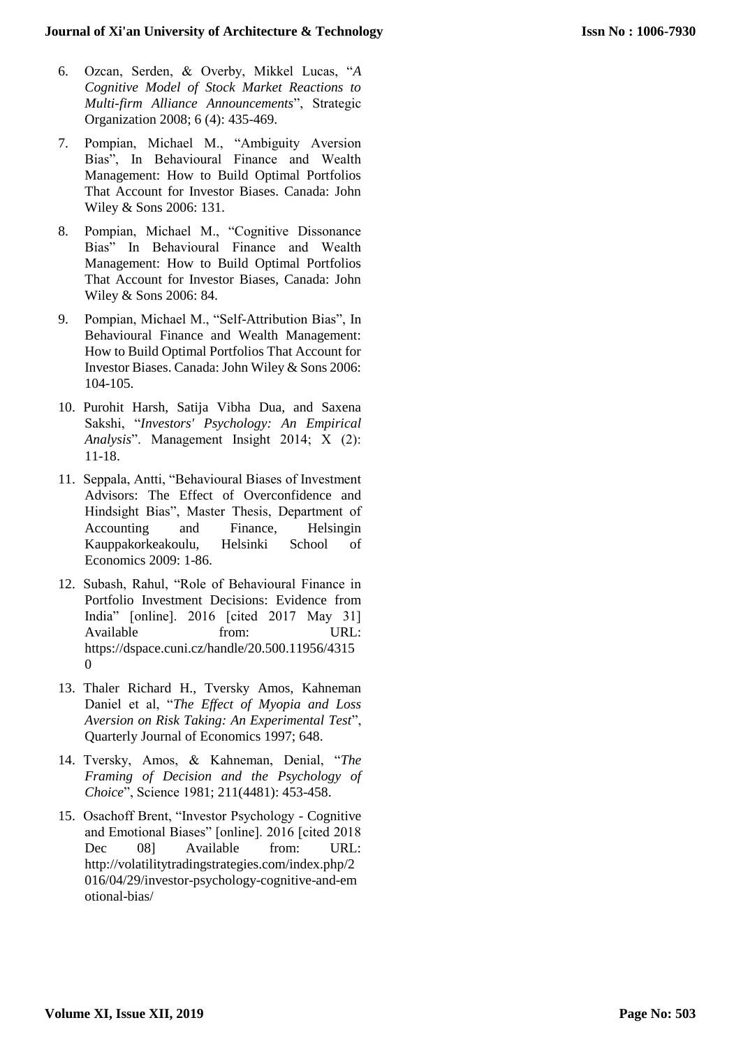6. Ozcan, Serden, & Overby, Mikkel Lucas, "*A Cognitive Model of Stock Market Reactions to Multi-firm Alliance Announcements*", Strategic Organization 2008; 6 (4): 435-469.

7. Pompian, Michael M., "Ambiguity Aversion Bias", In Behavioural Finance and Wealth Management: How to Build Optimal Portfolios That Account for Investor Biases. Canada: John Wiley & Sons 2006: 131.

8. Pompian, Michael M., "Cognitive Dissonance Bias" In Behavioural Finance and Wealth Management: How to Build Optimal Portfolios That Account for Investor Biases, Canada: John Wiley & Sons 2006: 84.

9. Pompian, Michael M., "Self-Attribution Bias", In Behavioural Finance and Wealth Management: How to Build Optimal Portfolios That Account for Investor Biases. Canada: John Wiley & Sons 2006: 104-105.

10. Purohit Harsh, Satija Vibha Dua, and Saxena Sakshi, "*Investors' Psychology: An Empirical Analysis*". Management Insight 2014; X (2): 11-18.

11. Seppala, Antti, "Behavioural Biases of Investment Advisors: The Effect of Overconfidence and Hindsight Bias", Master Thesis, Department of Accounting and Finance, Helsingin Kauppakorkeakoulu, Helsinki School of Economics 2009: 1-86.

12. Subash, Rahul, "Role of Behavioural Finance in Portfolio Investment Decisions: Evidence from India" [online]. 2016 [cited 2017 May 31] Available from: URL: https://dspace.cuni.cz/handle/20.500.11956/43150

13. Thaler Richard H., Tversky Amos, Kahneman Daniel et al, "*The Effect of Myopia and Loss Aversion on Risk Taking: An Experimental Test*", Quarterly Journal of Economics 1997; 648.

14. Tversky, Amos, & Kahneman, Denial, "*The Framing of Decision and the Psychology of Choice*", Science 1981; 211(4481): 453-458.

15. Osachoff Brent, "Investor Psychology - Cognitive and Emotional Biases" [online]. 2016 [cited 2018 Dec 08] Available from: URL: http://volatilitytradingstrategies.com/index.php/2016/04/29/investor-psychology-cognitive-and-emotional-bias/